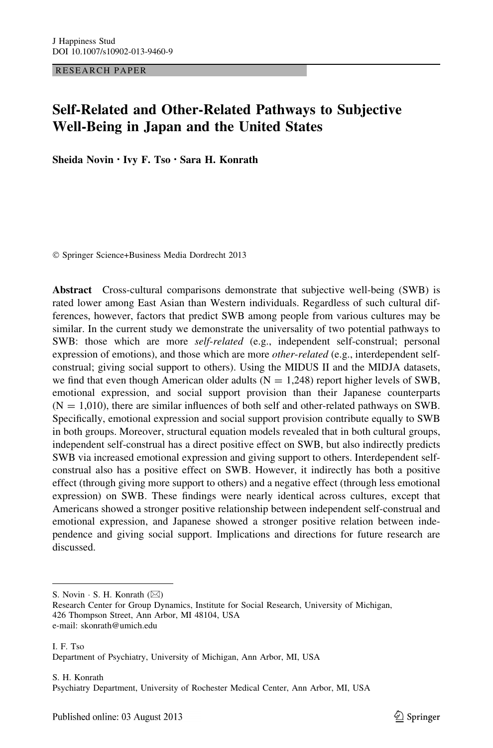RESEARCH PAPER

# Self-Related and Other-Related Pathways to Subjective Well-Being in Japan and the United States

**Sheida Novin · Ivy F. Tso · Sara H. Konrath**

© Springer Science+Business Media Dordrecht 2013

**Abstract** Cross-cultural comparisons demonstrate that subjective well-being (SWB) is rated lower among East Asian than Western individuals. Regardless of such cultural differences, however, factors that predict SWB among people from various cultures may be similar. In the current study we demonstrate the universality of two potential pathways to SWB: those which are more *self-related* (e.g., independent self-construal; personal expression of emotions), and those which are more *other-related* (e.g., interdependent self-construal; giving social support to others). Using the MIDUS II and the MIDJA datasets, we find that even though American older adults (N = 1,248) report higher levels of SWB, emotional expression, and social support provision than their Japanese counterparts (N = 1,010), there are similar influences of both self and other-related pathways on SWB. Specifically, emotional expression and social support provision contribute equally to SWB in both groups. Moreover, structural equation models revealed that in both cultural groups, independent self-construal has a direct positive effect on SWB, but also indirectly predicts SWB via increased emotional expression and giving support to others. Interdependent self-construal also has a positive effect on SWB. However, it indirectly has both a positive effect (through giving more support to others) and a negative effect (through less emotional expression) on SWB. These findings were nearly identical across cultures, except that Americans showed a stronger positive relationship between independent self-construal and emotional expression, and Japanese showed a stronger positive relation between independence and giving social support. Implications and directions for future research are discussed.

---

S. Novin · S. H. Konrath (✉)
Research Center for Group Dynamics, Institute for Social Research, University of Michigan, 426 Thompson Street, Ann Arbor, MI 48104, USA
e-mail: skonrath@umich.edu

I. F. Tso
Department of Psychiatry, University of Michigan, Ann Arbor, MI, USA

S. H. Konrath
Psychiatry Department, University of Rochester Medical Center, Ann Arbor, MI, USA

Published online: 03 August 2013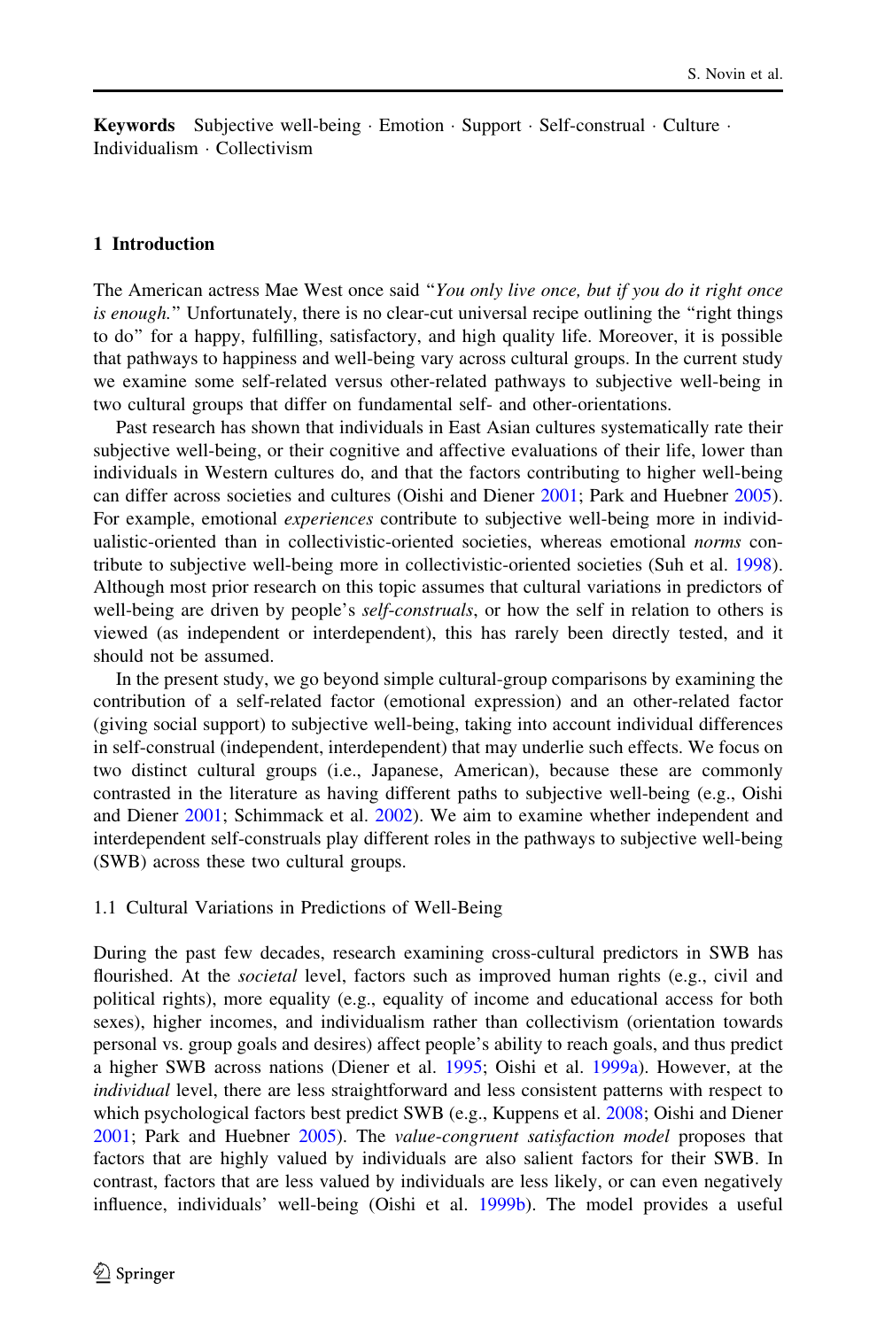**Keywords** Subjective well-being · Emotion · Support · Self-construal · Culture · Individualism · Collectivism

## 1 Introduction

The American actress Mae West once said "*You only live once, but if you do it right once is enough.*" Unfortunately, there is no clear-cut universal recipe outlining the "right things to do" for a happy, fulfilling, satisfactory, and high quality life. Moreover, it is possible that pathways to happiness and well-being vary across cultural groups. In the current study we examine some self-related versus other-related pathways to subjective well-being in two cultural groups that differ on fundamental self- and other-orientations.

Past research has shown that individuals in East Asian cultures systematically rate their subjective well-being, or their cognitive and affective evaluations of their life, lower than individuals in Western cultures do, and that the factors contributing to higher well-being can differ across societies and cultures (Oishi and Diener 2001; Park and Huebner 2005). For example, emotional *experiences* contribute to subjective well-being more in individualistic-oriented than in collectivistic-oriented societies, whereas emotional *norms* contribute to subjective well-being more in collectivistic-oriented societies (Suh et al. 1998). Although most prior research on this topic assumes that cultural variations in predictors of well-being are driven by people's *self-construals*, or how the self in relation to others is viewed (as independent or interdependent), this has rarely been directly tested, and it should not be assumed.

In the present study, we go beyond simple cultural-group comparisons by examining the contribution of a self-related factor (emotional expression) and an other-related factor (giving social support) to subjective well-being, taking into account individual differences in self-construal (independent, interdependent) that may underlie such effects. We focus on two distinct cultural groups (i.e., Japanese, American), because these are commonly contrasted in the literature as having different paths to subjective well-being (e.g., Oishi and Diener 2001; Schimmack et al. 2002). We aim to examine whether independent and interdependent self-construals play different roles in the pathways to subjective well-being (SWB) across these two cultural groups.

### 1.1 Cultural Variations in Predictions of Well-Being

During the past few decades, research examining cross-cultural predictors in SWB has flourished. At the *societal* level, factors such as improved human rights (e.g., civil and political rights), more equality (e.g., equality of income and educational access for both sexes), higher incomes, and individualism rather than collectivism (orientation towards personal vs. group goals and desires) affect people's ability to reach goals, and thus predict a higher SWB across nations (Diener et al. 1995; Oishi et al. 1999a). However, at the *individual* level, there are less straightforward and less consistent patterns with respect to which psychological factors best predict SWB (e.g., Kuppens et al. 2008; Oishi and Diener 2001; Park and Huebner 2005). The *value-congruent satisfaction model* proposes that factors that are highly valued by individuals are also salient factors for their SWB. In contrast, factors that are less valued by individuals are less likely, or can even negatively influence, individuals' well-being (Oishi et al. 1999b). The model provides a useful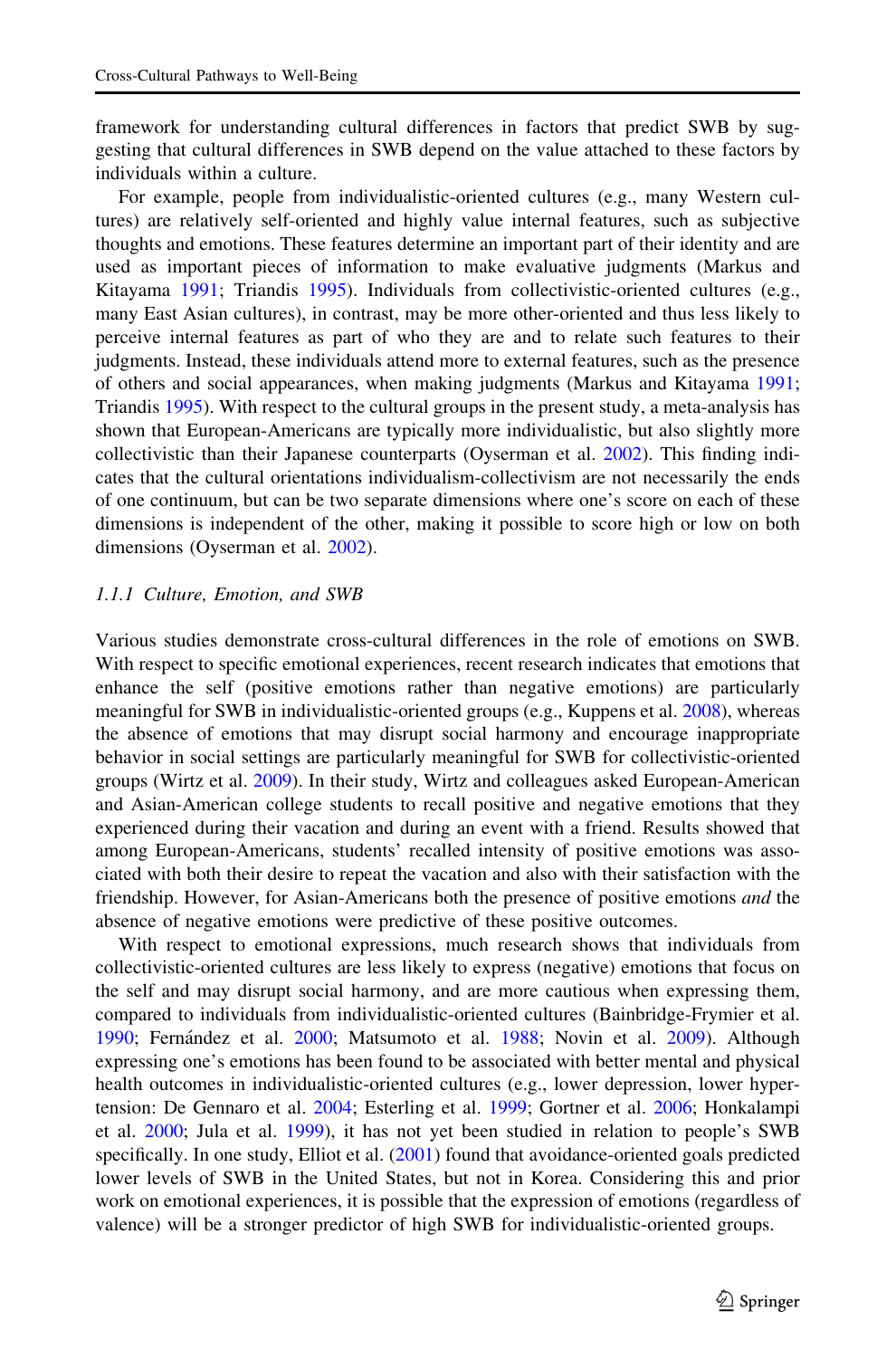framework for understanding cultural differences in factors that predict SWB by suggesting that cultural differences in SWB depend on the value attached to these factors by individuals within a culture.

For example, people from individualistic-oriented cultures (e.g., many Western cultures) are relatively self-oriented and highly value internal features, such as subjective thoughts and emotions. These features determine an important part of their identity and are used as important pieces of information to make evaluative judgments (Markus and Kitayama 1991; Triandis 1995). Individuals from collectivistic-oriented cultures (e.g., many East Asian cultures), in contrast, may be more other-oriented and thus less likely to perceive internal features as part of who they are and to relate such features to their judgments. Instead, these individuals attend more to external features, such as the presence of others and social appearances, when making judgments (Markus and Kitayama 1991; Triandis 1995). With respect to the cultural groups in the present study, a meta-analysis has shown that European-Americans are typically more individualistic, but also slightly more collectivistic than their Japanese counterparts (Oyserman et al. 2002). This finding indicates that the cultural orientations individualism-collectivism are not necessarily the ends of one continuum, but can be two separate dimensions where one's score on each of these dimensions is independent of the other, making it possible to score high or low on both dimensions (Oyserman et al. 2002).

### *1.1.1 Culture, Emotion, and SWB*

Various studies demonstrate cross-cultural differences in the role of emotions on SWB. With respect to specific emotional experiences, recent research indicates that emotions that enhance the self (positive emotions rather than negative emotions) are particularly meaningful for SWB in individualistic-oriented groups (e.g., Kuppens et al. 2008), whereas the absence of emotions that may disrupt social harmony and encourage inappropriate behavior in social settings are particularly meaningful for SWB for collectivistic-oriented groups (Wirtz et al. 2009). In their study, Wirtz and colleagues asked European-American and Asian-American college students to recall positive and negative emotions that they experienced during their vacation and during an event with a friend. Results showed that among European-Americans, students' recalled intensity of positive emotions was associated with both their desire to repeat the vacation and also with their satisfaction with the friendship. However, for Asian-Americans both the presence of positive emotions *and* the absence of negative emotions were predictive of these positive outcomes.

With respect to emotional expressions, much research shows that individuals from collectivistic-oriented cultures are less likely to express (negative) emotions that focus on the self and may disrupt social harmony, and are more cautious when expressing them, compared to individuals from individualistic-oriented cultures (Bainbridge-Frymier et al. 1990; Fernández et al. 2000; Matsumoto et al. 1988; Novin et al. 2009). Although expressing one's emotions has been found to be associated with better mental and physical health outcomes in individualistic-oriented cultures (e.g., lower depression, lower hypertension: De Gennaro et al. 2004; Esterling et al. 1999; Gortner et al. 2006; Honkalampi et al. 2000; Jula et al. 1999), it has not yet been studied in relation to people's SWB specifically. In one study, Elliot et al. (2001) found that avoidance-oriented goals predicted lower levels of SWB in the United States, but not in Korea. Considering this and prior work on emotional experiences, it is possible that the expression of emotions (regardless of valence) will be a stronger predictor of high SWB for individualistic-oriented groups.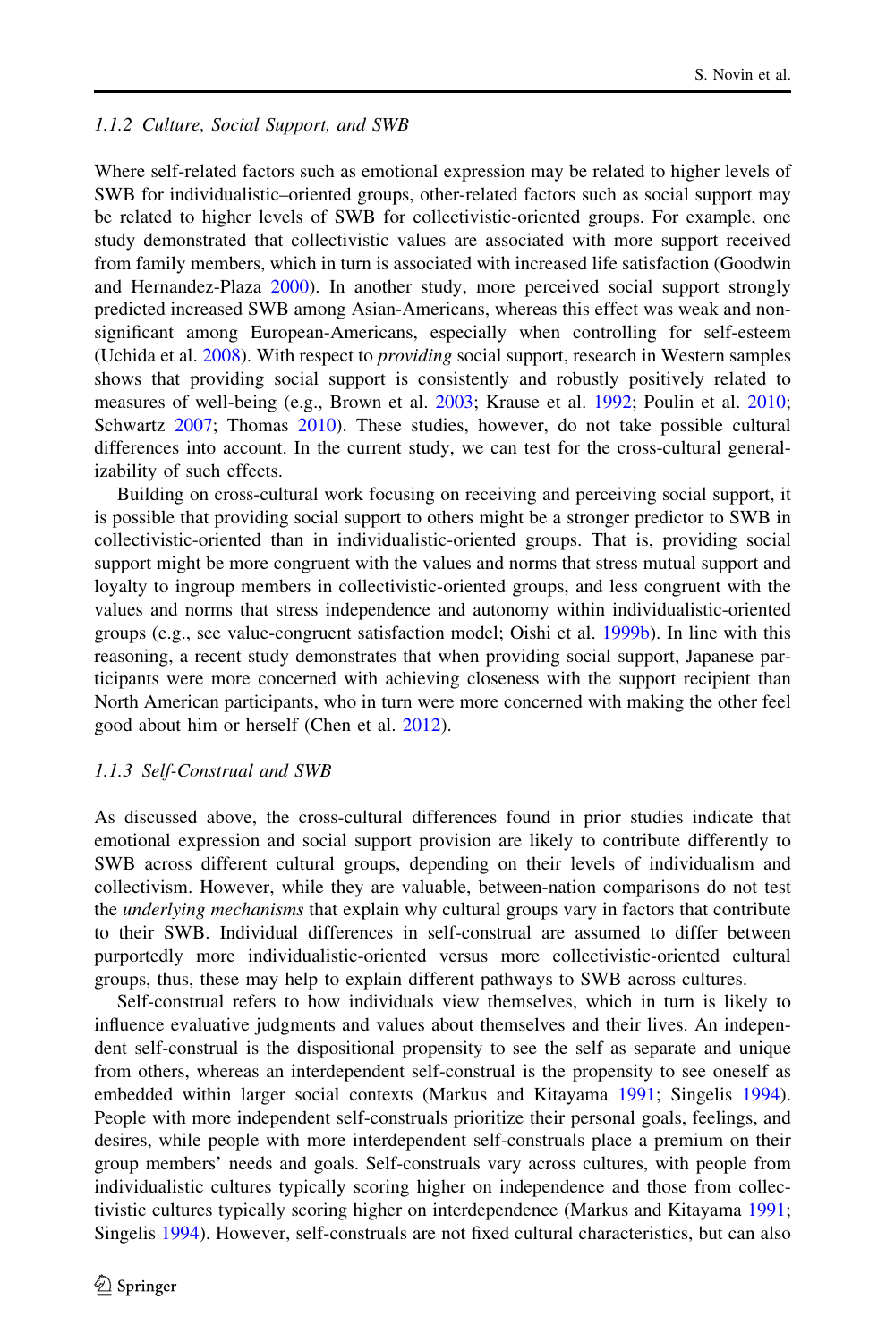### 1.1.2 Culture, Social Support, and SWB

Where self-related factors such as emotional expression may be related to higher levels of SWB for individualistic–oriented groups, other-related factors such as social support may be related to higher levels of SWB for collectivistic-oriented groups. For example, one study demonstrated that collectivistic values are associated with more support received from family members, which in turn is associated with increased life satisfaction (Goodwin and Hernandez-Plaza 2000). In another study, more perceived social support strongly predicted increased SWB among Asian-Americans, whereas this effect was weak and non-significant among European-Americans, especially when controlling for self-esteem (Uchida et al. 2008). With respect to *providing* social support, research in Western samples shows that providing social support is consistently and robustly positively related to measures of well-being (e.g., Brown et al. 2003; Krause et al. 1992; Poulin et al. 2010; Schwartz 2007; Thomas 2010). These studies, however, do not take possible cultural differences into account. In the current study, we can test for the cross-cultural generalizability of such effects.

Building on cross-cultural work focusing on receiving and perceiving social support, it is possible that providing social support to others might be a stronger predictor to SWB in collectivistic-oriented than in individualistic-oriented groups. That is, providing social support might be more congruent with the values and norms that stress mutual support and loyalty to ingroup members in collectivistic-oriented groups, and less congruent with the values and norms that stress independence and autonomy within individualistic-oriented groups (e.g., see value-congruent satisfaction model; Oishi et al. 1999b). In line with this reasoning, a recent study demonstrates that when providing social support, Japanese participants were more concerned with achieving closeness with the support recipient than North American participants, who in turn were more concerned with making the other feel good about him or herself (Chen et al. 2012).

### 1.1.3 Self-Construal and SWB

As discussed above, the cross-cultural differences found in prior studies indicate that emotional expression and social support provision are likely to contribute differently to SWB across different cultural groups, depending on their levels of individualism and collectivism. However, while they are valuable, between-nation comparisons do not test the *underlying mechanisms* that explain why cultural groups vary in factors that contribute to their SWB. Individual differences in self-construal are assumed to differ between purportedly more individualistic-oriented versus more collectivistic-oriented cultural groups, thus, these may help to explain different pathways to SWB across cultures.

Self-construal refers to how individuals view themselves, which in turn is likely to influence evaluative judgments and values about themselves and their lives. An independent self-construal is the dispositional propensity to see the self as separate and unique from others, whereas an interdependent self-construal is the propensity to see oneself as embedded within larger social contexts (Markus and Kitayama 1991; Singelis 1994). People with more independent self-construals prioritize their personal goals, feelings, and desires, while people with more interdependent self-construals place a premium on their group members' needs and goals. Self-construals vary across cultures, with people from individualistic cultures typically scoring higher on independence and those from collectivistic cultures typically scoring higher on interdependence (Markus and Kitayama 1991; Singelis 1994). However, self-construals are not fixed cultural characteristics, but can also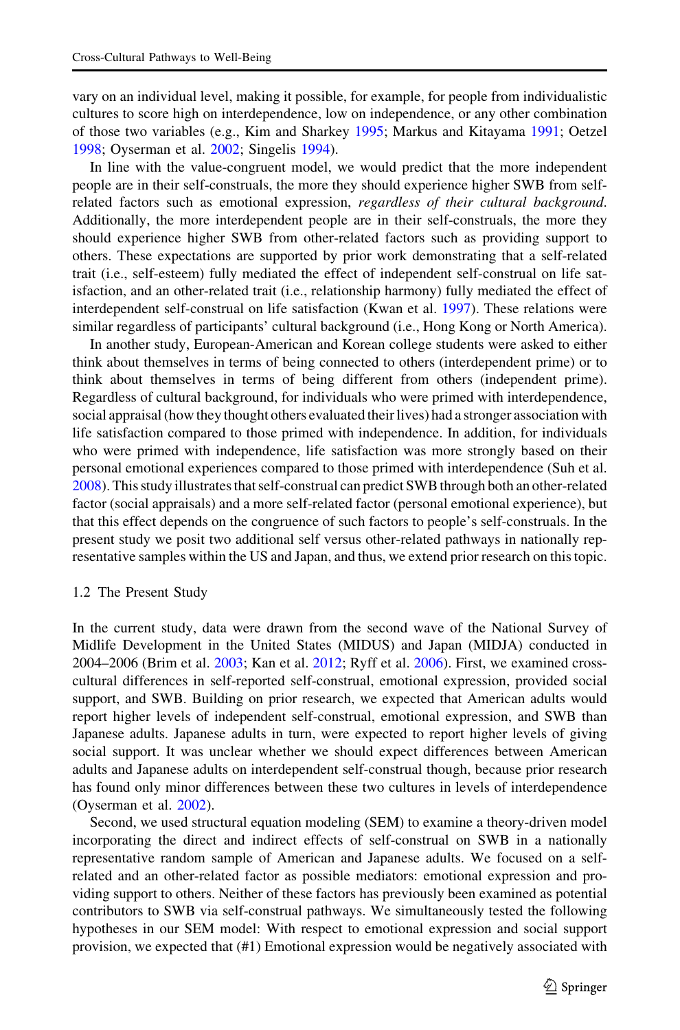vary on an individual level, making it possible, for example, for people from individualistic cultures to score high on interdependence, low on independence, or any other combination of those two variables (e.g., Kim and Sharkey 1995; Markus and Kitayama 1991; Oetzel 1998; Oyserman et al. 2002; Singelis 1994).

In line with the value-congruent model, we would predict that the more independent people are in their self-construals, the more they should experience higher SWB from self-related factors such as emotional expression, *regardless of their cultural background*. Additionally, the more interdependent people are in their self-construals, the more they should experience higher SWB from other-related factors such as providing support to others. These expectations are supported by prior work demonstrating that a self-related trait (i.e., self-esteem) fully mediated the effect of independent self-construal on life satisfaction, and an other-related trait (i.e., relationship harmony) fully mediated the effect of interdependent self-construal on life satisfaction (Kwan et al. 1997). These relations were similar regardless of participants' cultural background (i.e., Hong Kong or North America).

In another study, European-American and Korean college students were asked to either think about themselves in terms of being connected to others (interdependent prime) or to think about themselves in terms of being different from others (independent prime). Regardless of cultural background, for individuals who were primed with interdependence, social appraisal (how they thought others evaluated their lives) had a stronger association with life satisfaction compared to those primed with independence. In addition, for individuals who were primed with independence, life satisfaction was more strongly based on their personal emotional experiences compared to those primed with interdependence (Suh et al. 2008). This study illustrates that self-construal can predict SWB through both an other-related factor (social appraisals) and a more self-related factor (personal emotional experience), but that this effect depends on the congruence of such factors to people's self-construals. In the present study we posit two additional self versus other-related pathways in nationally representative samples within the US and Japan, and thus, we extend prior research on this topic.

### 1.2 The Present Study

In the current study, data were drawn from the second wave of the National Survey of Midlife Development in the United States (MIDUS) and Japan (MIDJA) conducted in 2004–2006 (Brim et al. 2003; Kan et al. 2012; Ryff et al. 2006). First, we examined cross-cultural differences in self-reported self-construal, emotional expression, provided social support, and SWB. Building on prior research, we expected that American adults would report higher levels of independent self-construal, emotional expression, and SWB than Japanese adults. Japanese adults in turn, were expected to report higher levels of giving social support. It was unclear whether we should expect differences between American adults and Japanese adults on interdependent self-construal though, because prior research has found only minor differences between these two cultures in levels of interdependence (Oyserman et al. 2002).

Second, we used structural equation modeling (SEM) to examine a theory-driven model incorporating the direct and indirect effects of self-construal on SWB in a nationally representative random sample of American and Japanese adults. We focused on a self-related and an other-related factor as possible mediators: emotional expression and providing support to others. Neither of these factors has previously been examined as potential contributors to SWB via self-construal pathways. We simultaneously tested the following hypotheses in our SEM model: With respect to emotional expression and social support provision, we expected that (#1) Emotional expression would be negatively associated with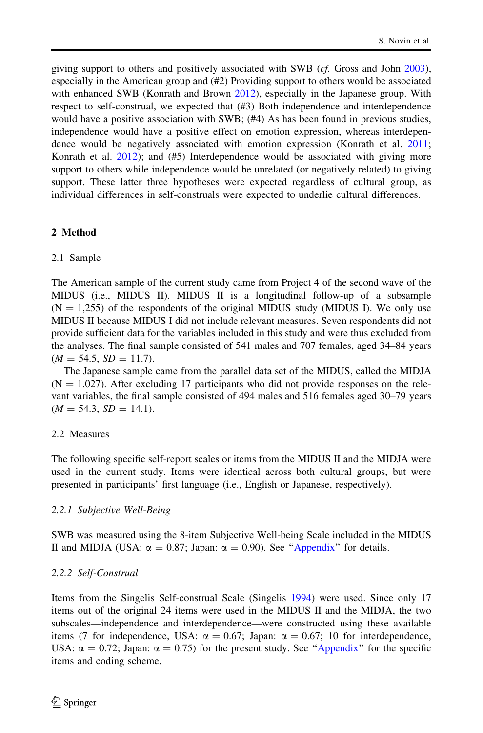giving support to others and positively associated with SWB (*cf.* Gross and John 2003), especially in the American group and (#2) Providing support to others would be associated with enhanced SWB (Konrath and Brown 2012), especially in the Japanese group. With respect to self-construal, we expected that (#3) Both independence and interdependence would have a positive association with SWB; (#4) As has been found in previous studies, independence would have a positive effect on emotion expression, whereas interdependence would be negatively associated with emotion expression (Konrath et al. 2011; Konrath et al. 2012); and (#5) Interdependence would be associated with giving more support to others while independence would be unrelated (or negatively related) to giving support. These latter three hypotheses were expected regardless of cultural group, as individual differences in self-construals were expected to underlie cultural differences.

## 2 Method

### 2.1 Sample

The American sample of the current study came from Project 4 of the second wave of the MIDUS (i.e., MIDUS II). MIDUS II is a longitudinal follow-up of a subsample ($N = 1{,}255$) of the respondents of the original MIDUS study (MIDUS I). We only use MIDUS II because MIDUS I did not include relevant measures. Seven respondents did not provide sufficient data for the variables included in this study and were thus excluded from the analyses. The final sample consisted of 541 males and 707 females, aged 34–84 years ($M = 54.5$, $SD = 11.7$).

The Japanese sample came from the parallel data set of the MIDUS, called the MIDJA ($N = 1{,}027$). After excluding 17 participants who did not provide responses on the relevant variables, the final sample consisted of 494 males and 516 females aged 30–79 years ($M = 54.3$, $SD = 14.1$).

### 2.2 Measures

The following specific self-report scales or items from the MIDUS II and the MIDJA were used in the current study. Items were identical across both cultural groups, but were presented in participants' first language (i.e., English or Japanese, respectively).

#### *2.2.1 Subjective Well-Being*

SWB was measured using the 8-item Subjective Well-being Scale included in the MIDUS II and MIDJA (USA: $\alpha = 0.87$; Japan: $\alpha = 0.90$). See "Appendix" for details.

#### *2.2.2 Self-Construal*

Items from the Singelis Self-construal Scale (Singelis 1994) were used. Since only 17 items out of the original 24 items were used in the MIDUS II and the MIDJA, the two subscales—independence and interdependence—were constructed using these available items (7 for independence, USA: $\alpha = 0.67$; Japan: $\alpha = 0.67$; 10 for interdependence, USA: $\alpha = 0.72$; Japan: $\alpha = 0.75$) for the present study. See "Appendix" for the specific items and coding scheme.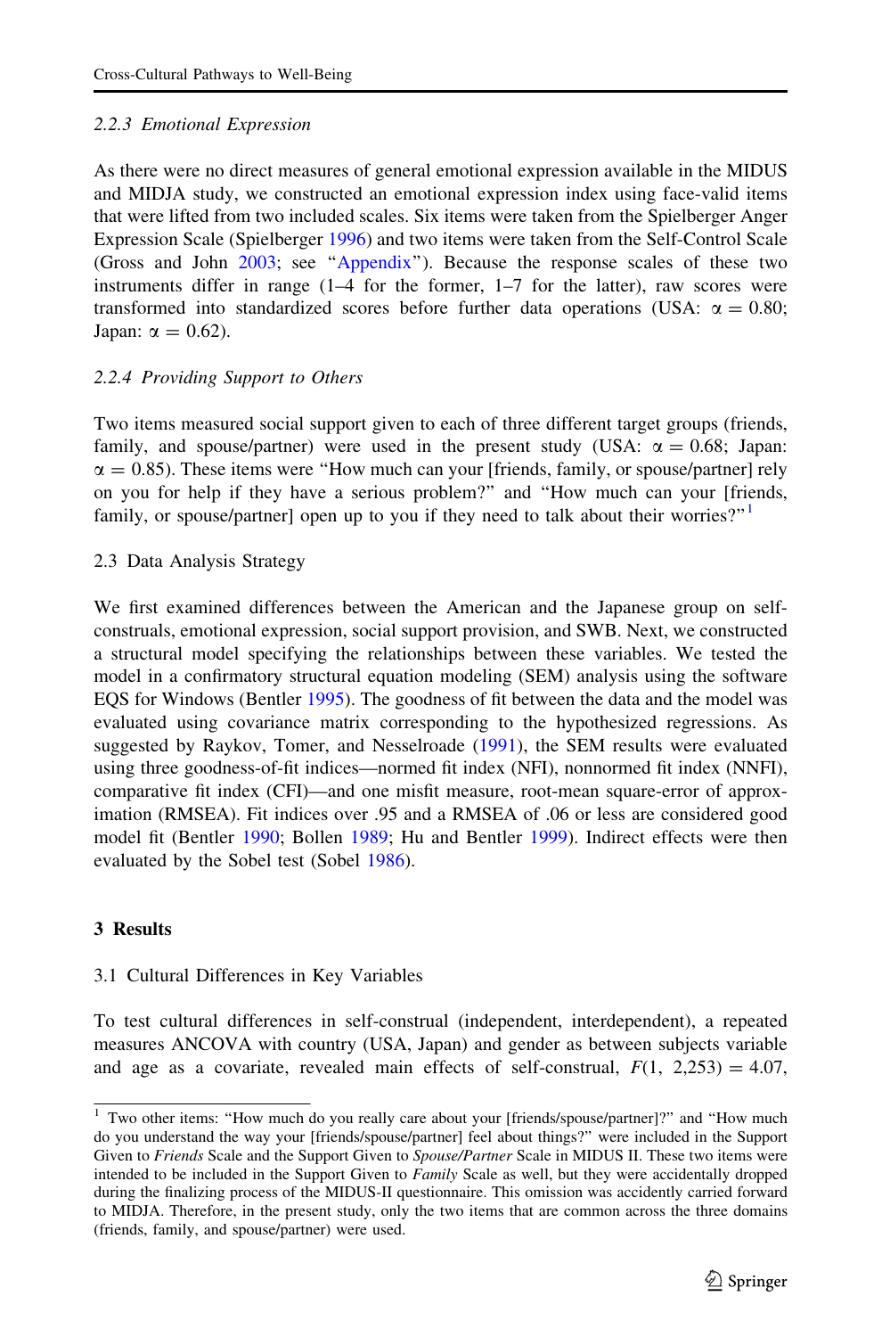### 2.2.3 *Emotional Expression*

As there were no direct measures of general emotional expression available in the MIDUS and MIDJA study, we constructed an emotional expression index using face-valid items that were lifted from two included scales. Six items were taken from the Spielberger Anger Expression Scale (Spielberger 1996) and two items were taken from the Self-Control Scale (Gross and John 2003; see "Appendix"). Because the response scales of these two instruments differ in range (1–4 for the former, 1–7 for the latter), raw scores were transformed into standardized scores before further data operations (USA: $\alpha = 0.80$; Japan: $\alpha = 0.62$).

### 2.2.4 *Providing Support to Others*

Two items measured social support given to each of three different target groups (friends, family, and spouse/partner) were used in the present study (USA: $\alpha = 0.68$; Japan: $\alpha = 0.85$). These items were "How much can your [friends, family, or spouse/partner] rely on you for help if they have a serious problem?" and "How much can your [friends, family, or spouse/partner] open up to you if they need to talk about their worries?"[1]

## 2.3 Data Analysis Strategy

We first examined differences between the American and the Japanese group on self-construals, emotional expression, social support provision, and SWB. Next, we constructed a structural model specifying the relationships between these variables. We tested the model in a confirmatory structural equation modeling (SEM) analysis using the software EQS for Windows (Bentler 1995). The goodness of fit between the data and the model was evaluated using covariance matrix corresponding to the hypothesized regressions. As suggested by Raykov, Tomer, and Nesselroade (1991), the SEM results were evaluated using three goodness-of-fit indices—normed fit index (NFI), nonnormed fit index (NNFI), comparative fit index (CFI)—and one misfit measure, root-mean square-error of approximation (RMSEA). Fit indices over .95 and a RMSEA of .06 or less are considered good model fit (Bentler 1990; Bollen 1989; Hu and Bentler 1999). Indirect effects were then evaluated by the Sobel test (Sobel 1986).

# 3 Results

## 3.1 Cultural Differences in Key Variables

To test cultural differences in self-construal (independent, interdependent), a repeated measures ANCOVA with country (USA, Japan) and gender as between subjects variable and age as a covariate, revealed main effects of self-construal, $F(1, 2{,}253) = 4.07$,

[1] Two other items: "How much do you really care about your [friends/spouse/partner]?" and "How much do you understand the way your [friends/spouse/partner] feel about things?" were included in the Support Given to *Friends* Scale and the Support Given to *Spouse/Partner* Scale in MIDUS II. These two items were intended to be included in the Support Given to *Family* Scale as well, but they were accidentally dropped during the finalizing process of the MIDUS-II questionnaire. This omission was accidently carried forward to MIDJA. Therefore, in the present study, only the two items that are common across the three domains (friends, family, and spouse/partner) were used.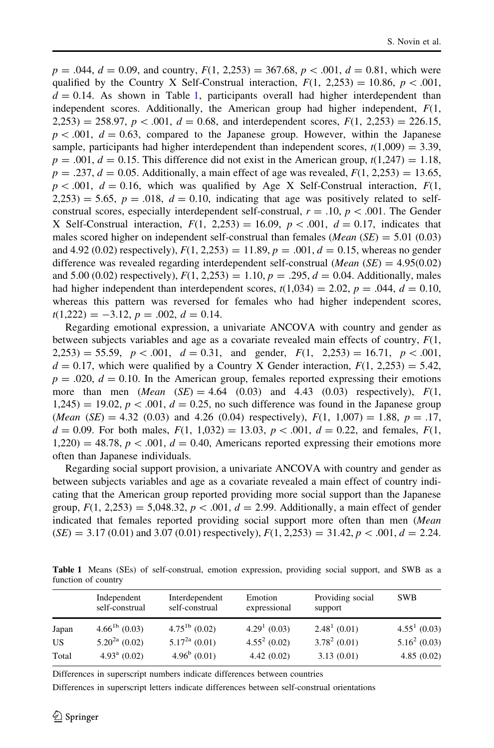$p = .044$, $d = 0.09$, and country, $F(1, 2{,}253) = 367.68$, $p < .001$, $d = 0.81$, which were qualified by the Country X Self-Construal interaction, $F(1, 2{,}253) = 10.86$, $p < .001$, $d = 0.14$. As shown in Table 1, participants overall had higher interdependent than independent scores. Additionally, the American group had higher independent, $F(1, 2{,}253) = 258.97$, $p < .001$, $d = 0.68$, and interdependent scores, $F(1, 2{,}253) = 226.15$, $p < .001$, $d = 0.63$, compared to the Japanese group. However, within the Japanese sample, participants had higher interdependent than independent scores, $t(1{,}009) = 3.39$, $p = .001$, $d = 0.15$. This difference did not exist in the American group, $t(1{,}247) = 1.18$, $p = .237$, $d = 0.05$. Additionally, a main effect of age was revealed, $F(1, 2{,}253) = 13.65$, $p < .001$, $d = 0.16$, which was qualified by Age X Self-Construal interaction, $F(1, 2{,}253) = 5.65$, $p = .018$, $d = 0.10$, indicating that age was positively related to self-construal scores, especially interdependent self-construal, $r = .10$, $p < .001$. The Gender X Self-Construal interaction, $F(1, 2{,}253) = 16.09$, $p < .001$, $d = 0.17$, indicates that males scored higher on independent self-construal than females (*Mean* (*SE*) = 5.01 (0.03) and 4.92 (0.02) respectively), $F(1, 2{,}253) = 11.89$, $p = .001$, $d = 0.15$, whereas no gender difference was revealed regarding interdependent self-construal (*Mean* (*SE*) = 4.95(0.02) and 5.00 (0.02) respectively), $F(1, 2{,}253) = 1.10$, $p = .295$, $d = 0.04$. Additionally, males had higher independent than interdependent scores, $t(1{,}034) = 2.02$, $p = .044$, $d = 0.10$, whereas this pattern was reversed for females who had higher independent scores, $t(1{,}222) = -3.12$, $p = .002$, $d = 0.14$.

Regarding emotional expression, a univariate ANCOVA with country and gender as between subjects variables and age as a covariate revealed main effects of country, $F(1, 2{,}253) = 55.59$, $p < .001$, $d = 0.31$, and gender, $F(1, 2{,}253) = 16.71$, $p < .001$, $d = 0.17$, which were qualified by a Country X Gender interaction, $F(1, 2{,}253) = 5.42$, $p = .020$, $d = 0.10$. In the American group, females reported expressing their emotions more than men (*Mean* (*SE*) = 4.64 (0.03) and 4.43 (0.03) respectively), $F(1, 1{,}245) = 19.02$, $p < .001$, $d = 0.25$, no such difference was found in the Japanese group (*Mean* (*SE*) = 4.32 (0.03) and 4.26 (0.04) respectively), $F(1, 1{,}007) = 1.88$, $p = .17$, $d = 0.09$. For both males, $F(1, 1{,}032) = 13.03$, $p < .001$, $d = 0.22$, and females, $F(1, 1{,}220) = 48.78$, $p < .001$, $d = 0.40$, Americans reported expressing their emotions more often than Japanese individuals.

Regarding social support provision, a univariate ANCOVA with country and gender as between subjects variables and age as a covariate revealed a main effect of country indicating that the American group reported providing more social support than the Japanese group, $F(1, 2{,}253) = 5{,}048.32$, $p < .001$, $d = 2.99$. Additionally, a main effect of gender indicated that females reported providing social support more often than men (*Mean* (*SE*) = 3.17 (0.01) and 3.07 (0.01) respectively), $F(1, 2{,}253) = 31.42$, $p < .001$, $d = 2.24$.

**Table 1** Means (SEs) of self-construal, emotion expression, providing social support, and SWB as a function of country

| | Independent self-construal | Interdependent self-construal | Emotion expressional | Providing social support | SWB |
|---|---|---|---|---|---|
| Japan | $4.66^{1b}$ (0.03) | $4.75^{1b}$ (0.02) | $4.29^{1}$ (0.03) | $2.48^{1}$ (0.01) | $4.55^{1}$ (0.03) |
| US | $5.20^{2a}$ (0.02) | $5.17^{2a}$ (0.01) | $4.55^{2}$ (0.02) | $3.78^{2}$ (0.01) | $5.16^{2}$ (0.03) |
| Total | $4.93^{a}$ (0.02) | $4.96^{b}$ (0.01) | 4.42 (0.02) | 3.13 (0.01) | 4.85 (0.02) |

Differences in superscript numbers indicate differences between countries

Differences in superscript letters indicate differences between self-construal orientations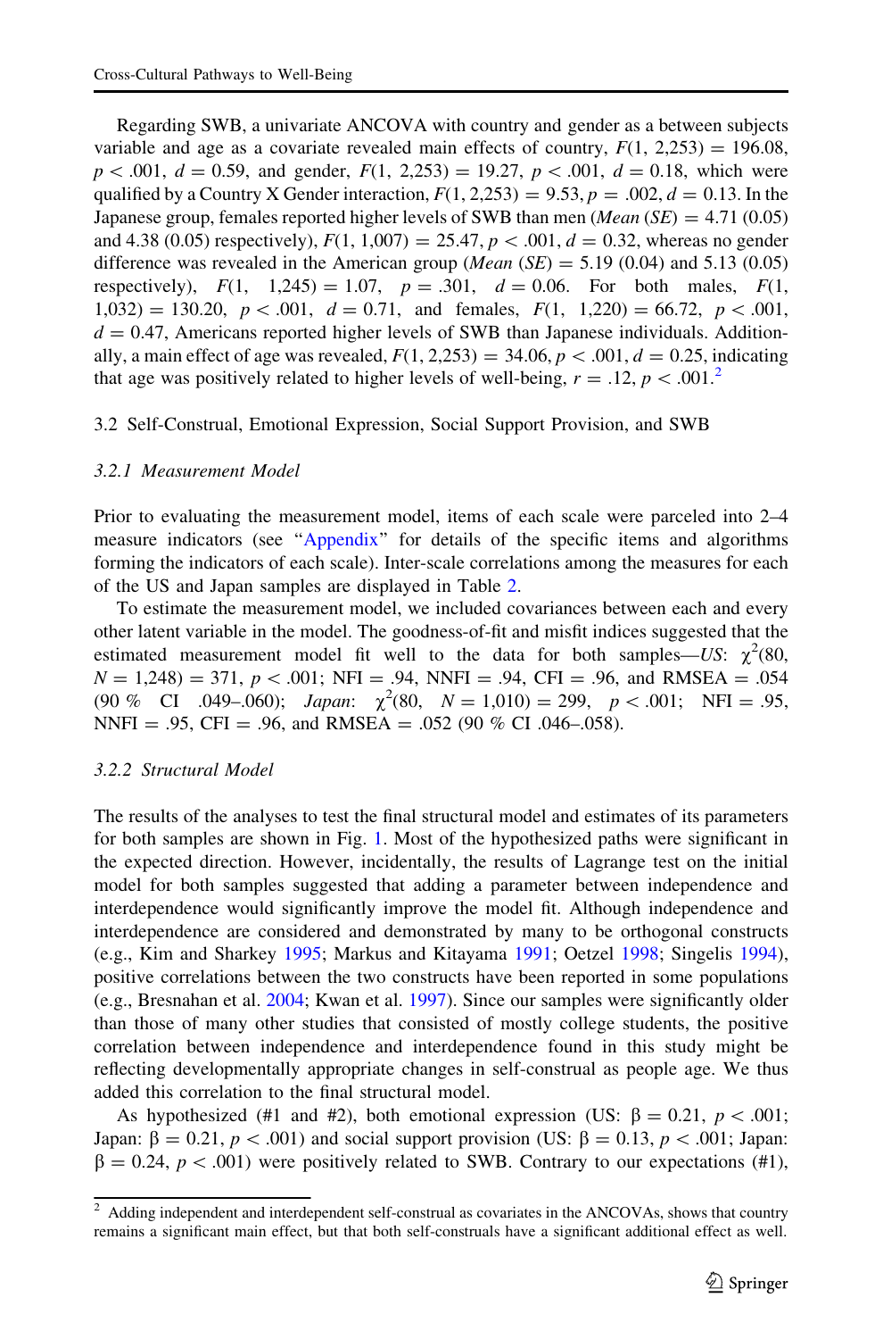Regarding SWB, a univariate ANCOVA with country and gender as a between subjects variable and age as a covariate revealed main effects of country, $F(1, 2{,}253) = 196.08$, $p < .001$, $d = 0.59$, and gender, $F(1, 2{,}253) = 19.27$, $p < .001$, $d = 0.18$, which were qualified by a Country X Gender interaction, $F(1, 2{,}253) = 9.53$, $p = .002$, $d = 0.13$. In the Japanese group, females reported higher levels of SWB than men (*Mean* (*SE*) = 4.71 (0.05) and 4.38 (0.05) respectively), $F(1, 1{,}007) = 25.47$, $p < .001$, $d = 0.32$, whereas no gender difference was revealed in the American group (*Mean* (*SE*) = 5.19 (0.04) and 5.13 (0.05) respectively), $F(1, 1{,}245) = 1.07$, $p = .301$, $d = 0.06$. For both males, $F(1, 1{,}032) = 130.20$, $p < .001$, $d = 0.71$, and females, $F(1, 1{,}220) = 66.72$, $p < .001$, $d = 0.47$, Americans reported higher levels of SWB than Japanese individuals. Additionally, a main effect of age was revealed, $F(1, 2{,}253) = 34.06$, $p < .001$, $d = 0.25$, indicating that age was positively related to higher levels of well-being, $r = .12$, $p < .001$.[2]

### 3.2 Self-Construal, Emotional Expression, Social Support Provision, and SWB

#### *3.2.1 Measurement Model*

Prior to evaluating the measurement model, items of each scale were parceled into 2–4 measure indicators (see "Appendix" for details of the specific items and algorithms forming the indicators of each scale). Inter-scale correlations among the measures for each of the US and Japan samples are displayed in Table 2.

To estimate the measurement model, we included covariances between each and every other latent variable in the model. The goodness-of-fit and misfit indices suggested that the estimated measurement model fit well to the data for both samples—*US*: $\chi^2(80, N = 1{,}248) = 371$, $p < .001$; NFI = .94, NNFI = .94, CFI = .96, and RMSEA = .054 (90 % CI .049–.060); *Japan*: $\chi^2(80, N = 1{,}010) = 299$, $p < .001$; NFI = .95, NNFI = .95, CFI = .96, and RMSEA = .052 (90 % CI .046–.058).

#### *3.2.2 Structural Model*

The results of the analyses to test the final structural model and estimates of its parameters for both samples are shown in Fig. 1. Most of the hypothesized paths were significant in the expected direction. However, incidentally, the results of Lagrange test on the initial model for both samples suggested that adding a parameter between independence and interdependence would significantly improve the model fit. Although independence and interdependence are considered and demonstrated by many to be orthogonal constructs (e.g., Kim and Sharkey 1995; Markus and Kitayama 1991; Oetzel 1998; Singelis 1994), positive correlations between the two constructs have been reported in some populations (e.g., Bresnahan et al. 2004; Kwan et al. 1997). Since our samples were significantly older than those of many other studies that consisted of mostly college students, the positive correlation between independence and interdependence found in this study might be reflecting developmentally appropriate changes in self-construal as people age. We thus added this correlation to the final structural model.

As hypothesized (#1 and #2), both emotional expression (US: $\beta = 0.21$, $p < .001$; Japan: $\beta = 0.21$, $p < .001$) and social support provision (US: $\beta = 0.13$, $p < .001$; Japan: $\beta = 0.24$, $p < .001$) were positively related to SWB. Contrary to our expectations (#1),

[2] Adding independent and interdependent self-construal as covariates in the ANCOVAs, shows that country remains a significant main effect, but that both self-construals have a significant additional effect as well.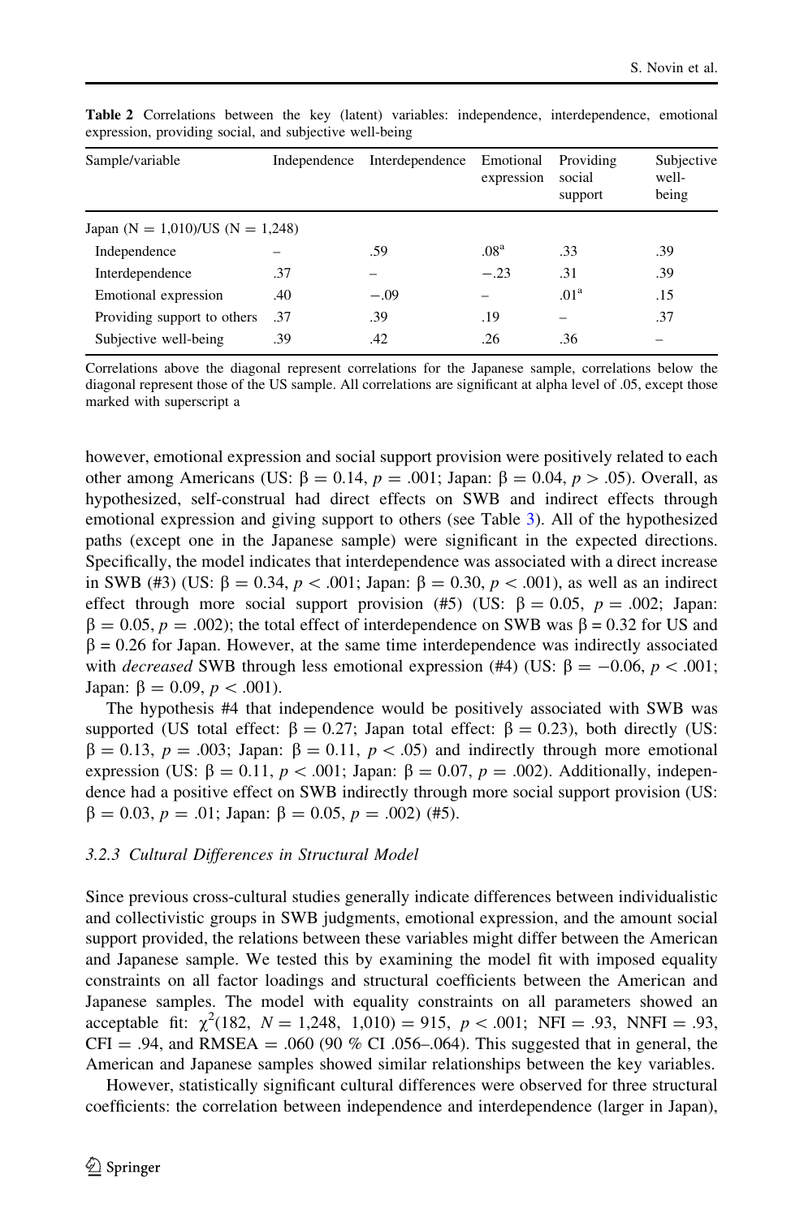**Table 2** Correlations between the key (latent) variables: independence, interdependence, emotional expression, providing social, and subjective well-being

| Sample/variable | Independence | Interdependence | Emotional expression | Providing social support | Subjective well-being |
|---|---|---|---|---|---|
| Japan (N = 1,010)/US (N = 1,248) | | | | | |
| Independence | – | .59 | .08[a] | .33 | .39 |
| Interdependence | .37 | – | −.23 | .31 | .39 |
| Emotional expression | .40 | −.09 | – | .01[a] | .15 |
| Providing support to others | .37 | .39 | .19 | – | .37 |
| Subjective well-being | .39 | .42 | .26 | .36 | – |

Correlations above the diagonal represent correlations for the Japanese sample, correlations below the diagonal represent those of the US sample. All correlations are significant at alpha level of .05, except those marked with superscript a

however, emotional expression and social support provision were positively related to each other among Americans (US: $\beta = 0.14$, $p = .001$; Japan: $\beta = 0.04$, $p > .05$). Overall, as hypothesized, self-construal had direct effects on SWB and indirect effects through emotional expression and giving support to others (see Table 3). All of the hypothesized paths (except one in the Japanese sample) were significant in the expected directions. Specifically, the model indicates that interdependence was associated with a direct increase in SWB (#3) (US: $\beta = 0.34$, $p < .001$; Japan: $\beta = 0.30$, $p < .001$), as well as an indirect effect through more social support provision (#5) (US: $\beta = 0.05$, $p = .002$; Japan: $\beta = 0.05$, $p = .002$); the total effect of interdependence on SWB was $\beta = 0.32$ for US and $\beta = 0.26$ for Japan. However, at the same time interdependence was indirectly associated with *decreased* SWB through less emotional expression (#4) (US: $\beta = -0.06$, $p < .001$; Japan: $\beta = 0.09$, $p < .001$).

The hypothesis #4 that independence would be positively associated with SWB was supported (US total effect: $\beta = 0.27$; Japan total effect: $\beta = 0.23$), both directly (US: $\beta = 0.13$, $p = .003$; Japan: $\beta = 0.11$, $p < .05$) and indirectly through more emotional expression (US: $\beta = 0.11$, $p < .001$; Japan: $\beta = 0.07$, $p = .002$). Additionally, independence had a positive effect on SWB indirectly through more social support provision (US: $\beta = 0.03$, $p = .01$; Japan: $\beta = 0.05$, $p = .002$) (#5).

### 3.2.3 Cultural Differences in Structural Model

Since previous cross-cultural studies generally indicate differences between individualistic and collectivistic groups in SWB judgments, emotional expression, and the amount social support provided, the relations between these variables might differ between the American and Japanese sample. We tested this by examining the model fit with imposed equality constraints on all factor loadings and structural coefficients between the American and Japanese samples. The model with equality constraints on all parameters showed an acceptable fit: $\chi^2(182,\ N = 1{,}248,\ 1{,}010) = 915$, $p < .001$; NFI = .93, NNFI = .93, CFI = .94, and RMSEA = .060 (90 % CI .056–.064). This suggested that in general, the American and Japanese samples showed similar relationships between the key variables.

However, statistically significant cultural differences were observed for three structural coefficients: the correlation between independence and interdependence (larger in Japan),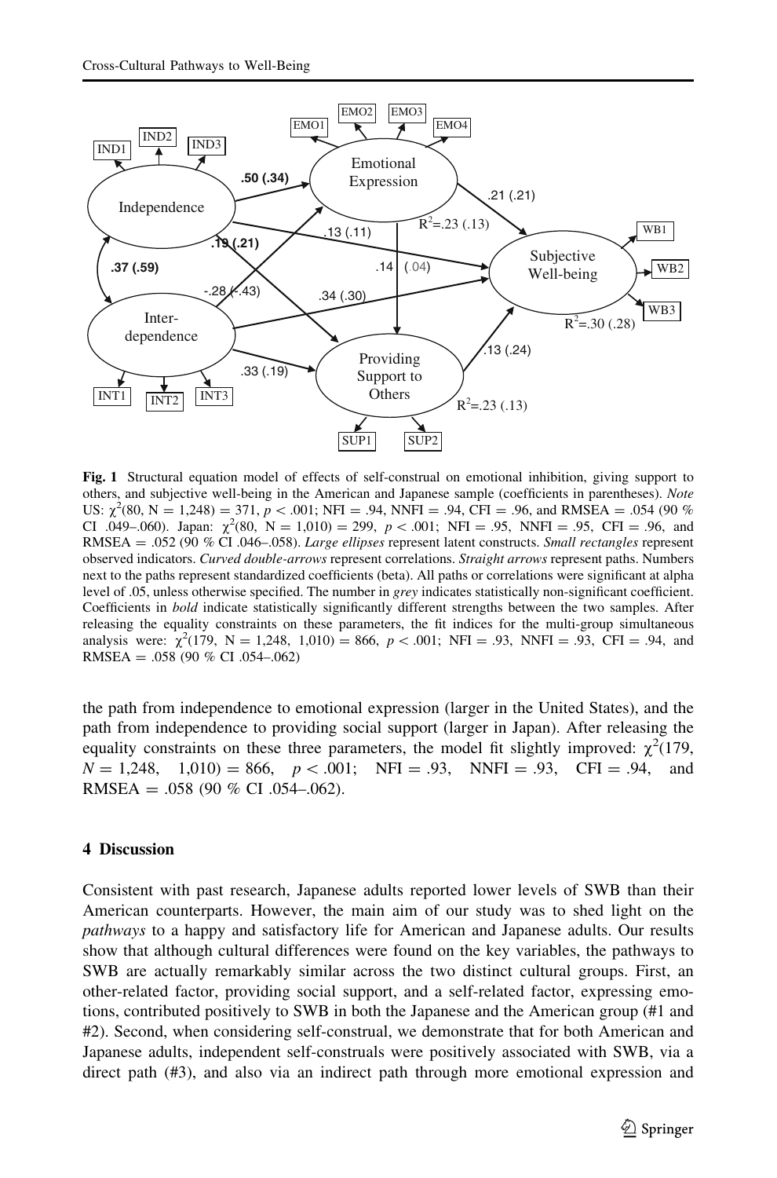**Fig. 1** Structural equation model of effects of self-construal on emotional inhibition, giving support to others, and subjective well-being in the American and Japanese sample (coefficients in parentheses). *Note* US: $\chi^2(80, N = 1{,}248) = 371$, $p < .001$; NFI = .94, NNFI = .94, CFI = .96, and RMSEA = .054 (90 % CI .049–.060). Japan: $\chi^2(80, N = 1{,}010) = 299$, $p < .001$; NFI = .95, NNFI = .95, CFI = .96, and RMSEA = .052 (90 % CI .046–.058). *Large ellipses* represent latent constructs. *Small rectangles* represent observed indicators. *Curved double-arrows* represent correlations. *Straight arrows* represent paths. Numbers next to the paths represent standardized coefficients (beta). All paths or correlations were significant at alpha level of .05, unless otherwise specified. The number in *grey* indicates statistically non-significant coefficient. Coefficients in **bold** indicate statistically significantly different strengths between the two samples. After releasing the equality constraints on these parameters, the fit indices for the multi-group simultaneous analysis were: $\chi^2(179, N = 1{,}248, 1{,}010) = 866$, $p < .001$; NFI = .93, NNFI = .93, CFI = .94, and RMSEA = .058 (90 % CI .054–.062)

the path from independence to emotional expression (larger in the United States), and the path from independence to providing social support (larger in Japan). After releasing the equality constraints on these three parameters, the model fit slightly improved: $\chi^2(179, N = 1{,}248, 1{,}010) = 866$, $p < .001$; NFI = .93, NNFI = .93, CFI = .94, and RMSEA = .058 (90 % CI .054–.062).

## 4 Discussion

Consistent with past research, Japanese adults reported lower levels of SWB than their American counterparts. However, the main aim of our study was to shed light on the *pathways* to a happy and satisfactory life for American and Japanese adults. Our results show that although cultural differences were found on the key variables, the pathways to SWB are actually remarkably similar across the two distinct cultural groups. First, an other-related factor, providing social support, and a self-related factor, expressing emotions, contributed positively to SWB in both the Japanese and the American group (#1 and #2). Second, when considering self-construal, we demonstrate that for both American and Japanese adults, independent self-construals were positively associated with SWB, via a direct path (#3), and also via an indirect path through more emotional expression and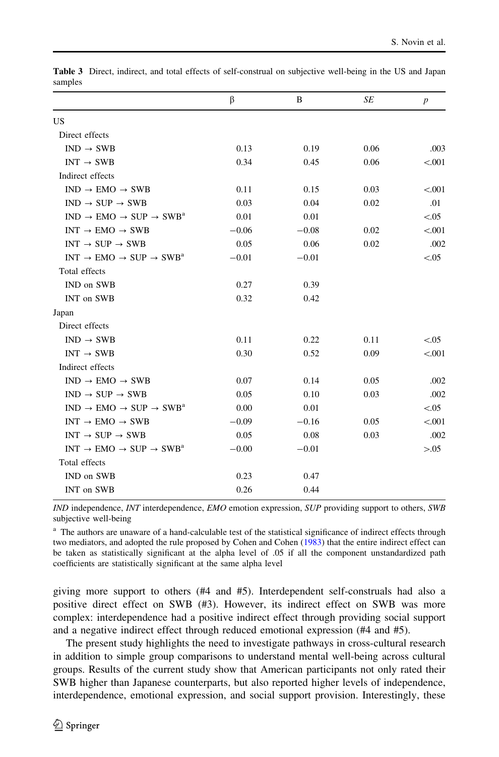**Table 3** Direct, indirect, and total effects of self-construal on subjective well-being in the US and Japan samples

| | β | B | *SE* | *p* |
|---|---|---|---|---|
| US | | | | |
| Direct effects | | | | |
| IND → SWB | 0.13 | 0.19 | 0.06 | .003 |
| INT → SWB | 0.34 | 0.45 | 0.06 | <.001 |
| Indirect effects | | | | |
| IND → EMO → SWB | 0.11 | 0.15 | 0.03 | <.001 |
| IND → SUP → SWB | 0.03 | 0.04 | 0.02 | .01 |
| IND → EMO → SUP → SWB[a] | 0.01 | 0.01 | | <.05 |
| INT → EMO → SWB | −0.06 | −0.08 | 0.02 | <.001 |
| INT → SUP → SWB | 0.05 | 0.06 | 0.02 | .002 |
| INT → EMO → SUP → SWB[a] | −0.01 | −0.01 | | <.05 |
| Total effects | | | | |
| IND on SWB | 0.27 | 0.39 | | |
| INT on SWB | 0.32 | 0.42 | | |
| Japan | | | | |
| Direct effects | | | | |
| IND → SWB | 0.11 | 0.22 | 0.11 | <.05 |
| INT → SWB | 0.30 | 0.52 | 0.09 | <.001 |
| Indirect effects | | | | |
| IND → EMO → SWB | 0.07 | 0.14 | 0.05 | .002 |
| IND → SUP → SWB | 0.05 | 0.10 | 0.03 | .002 |
| IND → EMO → SUP → SWB[a] | 0.00 | 0.01 | | <.05 |
| INT → EMO → SWB | −0.09 | −0.16 | 0.05 | <.001 |
| INT → SUP → SWB | 0.05 | 0.08 | 0.03 | .002 |
| INT → EMO → SUP → SWB[a] | −0.00 | −0.01 | | >.05 |
| Total effects | | | | |
| IND on SWB | 0.23 | 0.47 | | |
| INT on SWB | 0.26 | 0.44 | | |

*IND* independence, *INT* interdependence, *EMO* emotion expression, *SUP* providing support to others, *SWB* subjective well-being

[a] The authors are unaware of a hand-calculable test of the statistical significance of indirect effects through two mediators, and adopted the rule proposed by Cohen and Cohen (1983) that the entire indirect effect can be taken as statistically significant at the alpha level of .05 if all the component unstandardized path coefficients are statistically significant at the same alpha level

giving more support to others (#4 and #5). Interdependent self-construals had also a positive direct effect on SWB (#3). However, its indirect effect on SWB was more complex: interdependence had a positive indirect effect through providing social support and a negative indirect effect through reduced emotional expression (#4 and #5).

The present study highlights the need to investigate pathways in cross-cultural research in addition to simple group comparisons to understand mental well-being across cultural groups. Results of the current study show that American participants not only rated their SWB higher than Japanese counterparts, but also reported higher levels of independence, interdependence, emotional expression, and social support provision. Interestingly, these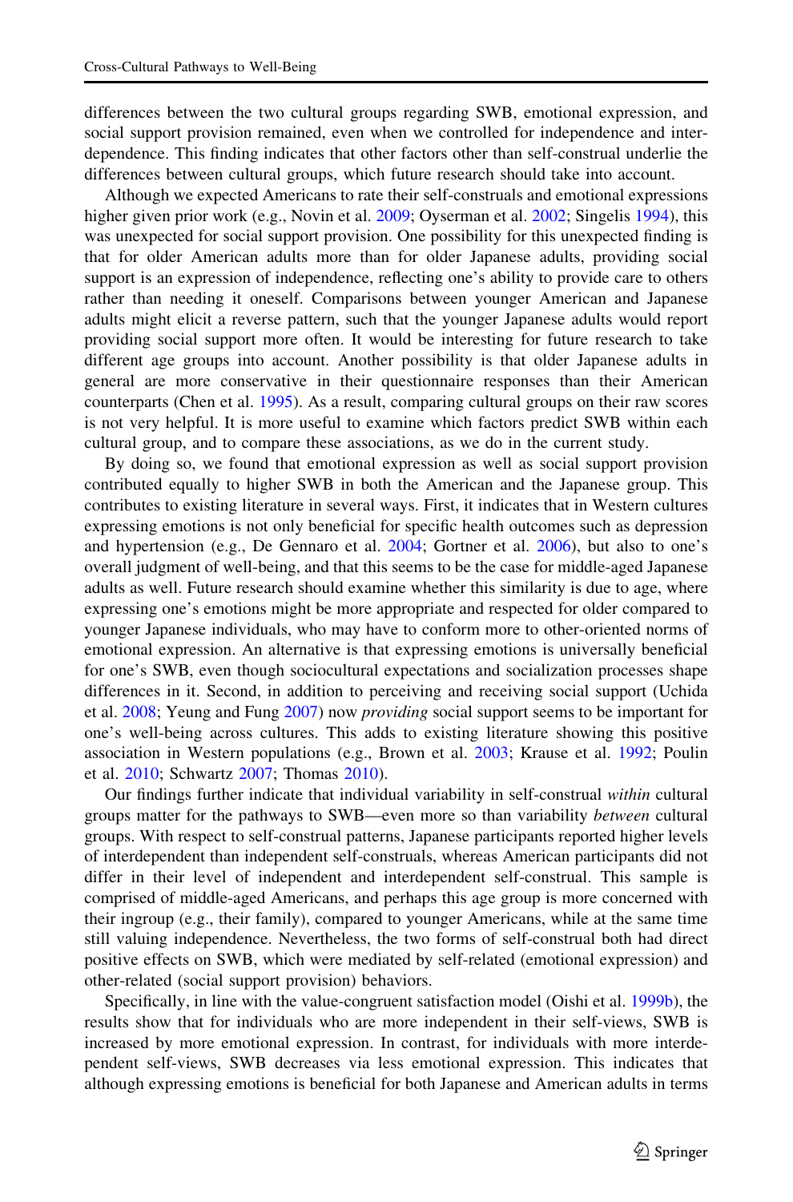differences between the two cultural groups regarding SWB, emotional expression, and social support provision remained, even when we controlled for independence and interdependence. This finding indicates that other factors other than self-construal underlie the differences between cultural groups, which future research should take into account.

Although we expected Americans to rate their self-construals and emotional expressions higher given prior work (e.g., Novin et al. 2009; Oyserman et al. 2002; Singelis 1994), this was unexpected for social support provision. One possibility for this unexpected finding is that for older American adults more than for older Japanese adults, providing social support is an expression of independence, reflecting one's ability to provide care to others rather than needing it oneself. Comparisons between younger American and Japanese adults might elicit a reverse pattern, such that the younger Japanese adults would report providing social support more often. It would be interesting for future research to take different age groups into account. Another possibility is that older Japanese adults in general are more conservative in their questionnaire responses than their American counterparts (Chen et al. 1995). As a result, comparing cultural groups on their raw scores is not very helpful. It is more useful to examine which factors predict SWB within each cultural group, and to compare these associations, as we do in the current study.

By doing so, we found that emotional expression as well as social support provision contributed equally to higher SWB in both the American and the Japanese group. This contributes to existing literature in several ways. First, it indicates that in Western cultures expressing emotions is not only beneficial for specific health outcomes such as depression and hypertension (e.g., De Gennaro et al. 2004; Gortner et al. 2006), but also to one's overall judgment of well-being, and that this seems to be the case for middle-aged Japanese adults as well. Future research should examine whether this similarity is due to age, where expressing one's emotions might be more appropriate and respected for older compared to younger Japanese individuals, who may have to conform more to other-oriented norms of emotional expression. An alternative is that expressing emotions is universally beneficial for one's SWB, even though sociocultural expectations and socialization processes shape differences in it. Second, in addition to perceiving and receiving social support (Uchida et al. 2008; Yeung and Fung 2007) now *providing* social support seems to be important for one's well-being across cultures. This adds to existing literature showing this positive association in Western populations (e.g., Brown et al. 2003; Krause et al. 1992; Poulin et al. 2010; Schwartz 2007; Thomas 2010).

Our findings further indicate that individual variability in self-construal *within* cultural groups matter for the pathways to SWB—even more so than variability *between* cultural groups. With respect to self-construal patterns, Japanese participants reported higher levels of interdependent than independent self-construals, whereas American participants did not differ in their level of independent and interdependent self-construal. This sample is comprised of middle-aged Americans, and perhaps this age group is more concerned with their ingroup (e.g., their family), compared to younger Americans, while at the same time still valuing independence. Nevertheless, the two forms of self-construal both had direct positive effects on SWB, which were mediated by self-related (emotional expression) and other-related (social support provision) behaviors.

Specifically, in line with the value-congruent satisfaction model (Oishi et al. 1999b), the results show that for individuals who are more independent in their self-views, SWB is increased by more emotional expression. In contrast, for individuals with more interdependent self-views, SWB decreases via less emotional expression. This indicates that although expressing emotions is beneficial for both Japanese and American adults in terms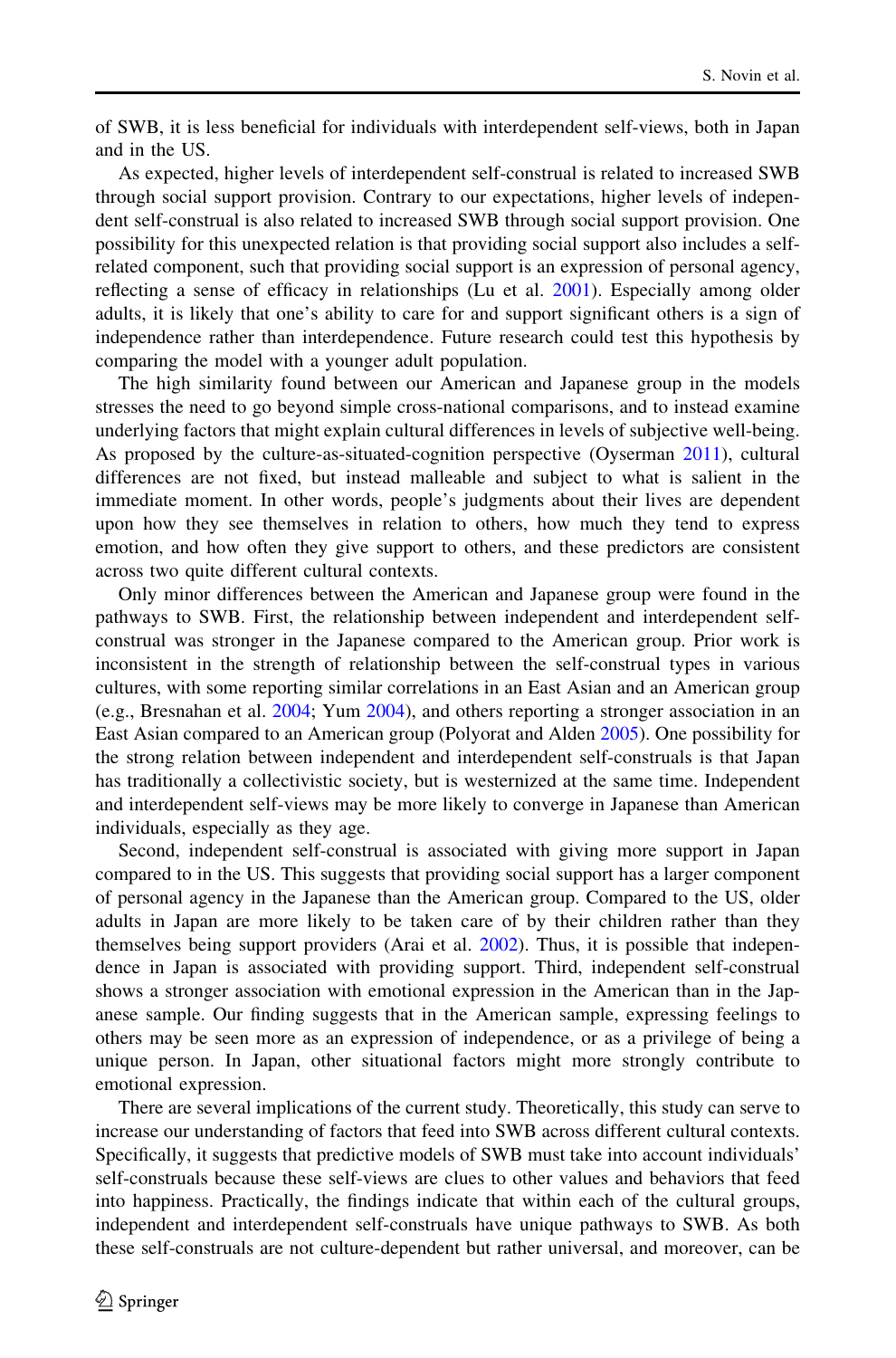of SWB, it is less beneficial for individuals with interdependent self-views, both in Japan and in the US.

As expected, higher levels of interdependent self-construal is related to increased SWB through social support provision. Contrary to our expectations, higher levels of independent self-construal is also related to increased SWB through social support provision. One possibility for this unexpected relation is that providing social support also includes a self-related component, such that providing social support is an expression of personal agency, reflecting a sense of efficacy in relationships (Lu et al. 2001). Especially among older adults, it is likely that one's ability to care for and support significant others is a sign of independence rather than interdependence. Future research could test this hypothesis by comparing the model with a younger adult population.

The high similarity found between our American and Japanese group in the models stresses the need to go beyond simple cross-national comparisons, and to instead examine underlying factors that might explain cultural differences in levels of subjective well-being. As proposed by the culture-as-situated-cognition perspective (Oyserman 2011), cultural differences are not fixed, but instead malleable and subject to what is salient in the immediate moment. In other words, people's judgments about their lives are dependent upon how they see themselves in relation to others, how much they tend to express emotion, and how often they give support to others, and these predictors are consistent across two quite different cultural contexts.

Only minor differences between the American and Japanese group were found in the pathways to SWB. First, the relationship between independent and interdependent self-construal was stronger in the Japanese compared to the American group. Prior work is inconsistent in the strength of relationship between the self-construal types in various cultures, with some reporting similar correlations in an East Asian and an American group (e.g., Bresnahan et al. 2004; Yum 2004), and others reporting a stronger association in an East Asian compared to an American group (Polyorat and Alden 2005). One possibility for the strong relation between independent and interdependent self-construals is that Japan has traditionally a collectivistic society, but is westernized at the same time. Independent and interdependent self-views may be more likely to converge in Japanese than American individuals, especially as they age.

Second, independent self-construal is associated with giving more support in Japan compared to in the US. This suggests that providing social support has a larger component of personal agency in the Japanese than the American group. Compared to the US, older adults in Japan are more likely to be taken care of by their children rather than they themselves being support providers (Arai et al. 2002). Thus, it is possible that independence in Japan is associated with providing support. Third, independent self-construal shows a stronger association with emotional expression in the American than in the Japanese sample. Our finding suggests that in the American sample, expressing feelings to others may be seen more as an expression of independence, or as a privilege of being a unique person. In Japan, other situational factors might more strongly contribute to emotional expression.

There are several implications of the current study. Theoretically, this study can serve to increase our understanding of factors that feed into SWB across different cultural contexts. Specifically, it suggests that predictive models of SWB must take into account individuals' self-construals because these self-views are clues to other values and behaviors that feed into happiness. Practically, the findings indicate that within each of the cultural groups, independent and interdependent self-construals have unique pathways to SWB. As both these self-construals are not culture-dependent but rather universal, and moreover, can be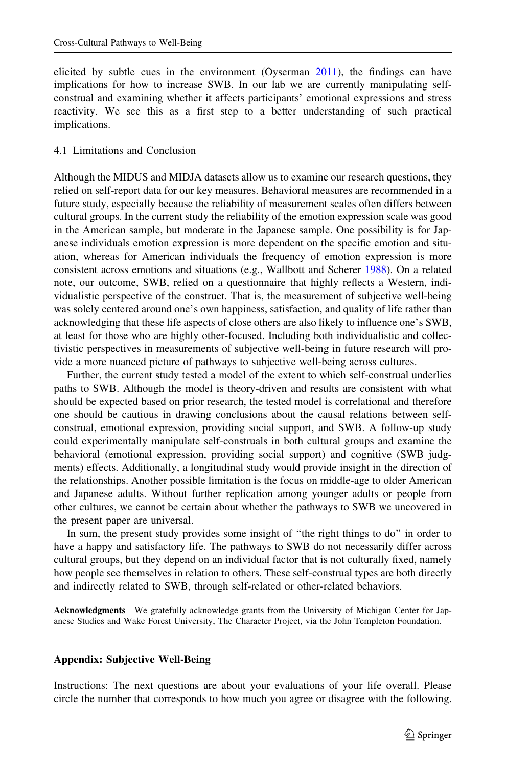elicited by subtle cues in the environment (Oyserman 2011), the findings can have implications for how to increase SWB. In our lab we are currently manipulating self-construal and examining whether it affects participants' emotional expressions and stress reactivity. We see this as a first step to a better understanding of such practical implications.

### 4.1 Limitations and Conclusion

Although the MIDUS and MIDJA datasets allow us to examine our research questions, they relied on self-report data for our key measures. Behavioral measures are recommended in a future study, especially because the reliability of measurement scales often differs between cultural groups. In the current study the reliability of the emotion expression scale was good in the American sample, but moderate in the Japanese sample. One possibility is for Japanese individuals emotion expression is more dependent on the specific emotion and situation, whereas for American individuals the frequency of emotion expression is more consistent across emotions and situations (e.g., Wallbott and Scherer 1988). On a related note, our outcome, SWB, relied on a questionnaire that highly reflects a Western, individualistic perspective of the construct. That is, the measurement of subjective well-being was solely centered around one's own happiness, satisfaction, and quality of life rather than acknowledging that these life aspects of close others are also likely to influence one's SWB, at least for those who are highly other-focused. Including both individualistic and collectivistic perspectives in measurements of subjective well-being in future research will provide a more nuanced picture of pathways to subjective well-being across cultures.

Further, the current study tested a model of the extent to which self-construal underlies paths to SWB. Although the model is theory-driven and results are consistent with what should be expected based on prior research, the tested model is correlational and therefore one should be cautious in drawing conclusions about the causal relations between self-construal, emotional expression, providing social support, and SWB. A follow-up study could experimentally manipulate self-construals in both cultural groups and examine the behavioral (emotional expression, providing social support) and cognitive (SWB judgments) effects. Additionally, a longitudinal study would provide insight in the direction of the relationships. Another possible limitation is the focus on middle-age to older American and Japanese adults. Without further replication among younger adults or people from other cultures, we cannot be certain about whether the pathways to SWB we uncovered in the present paper are universal.

In sum, the present study provides some insight of "the right things to do" in order to have a happy and satisfactory life. The pathways to SWB do not necessarily differ across cultural groups, but they depend on an individual factor that is not culturally fixed, namely how people see themselves in relation to others. These self-construal types are both directly and indirectly related to SWB, through self-related or other-related behaviors.

**Acknowledgments** We gratefully acknowledge grants from the University of Michigan Center for Japanese Studies and Wake Forest University, The Character Project, via the John Templeton Foundation.

## Appendix: Subjective Well-Being

Instructions: The next questions are about your evaluations of your life overall. Please circle the number that corresponds to how much you agree or disagree with the following.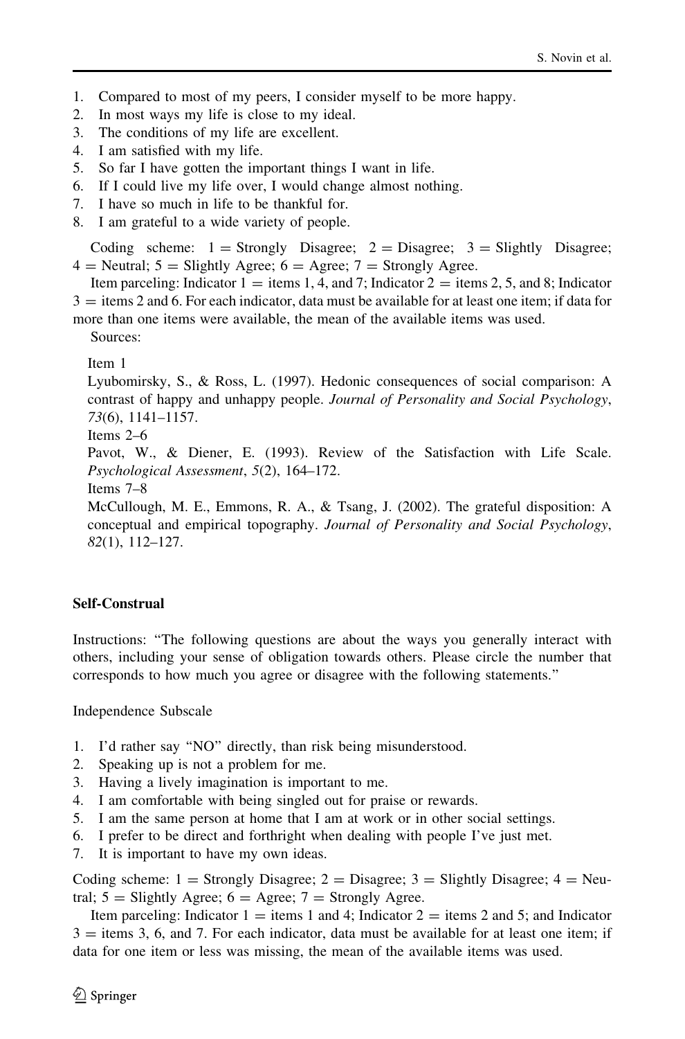1. Compared to most of my peers, I consider myself to be more happy.
2. In most ways my life is close to my ideal.
3. The conditions of my life are excellent.
4. I am satisfied with my life.
5. So far I have gotten the important things I want in life.
6. If I could live my life over, I would change almost nothing.
7. I have so much in life to be thankful for.
8. I am grateful to a wide variety of people.

Coding scheme: 1 = Strongly Disagree; 2 = Disagree; 3 = Slightly Disagree; 4 = Neutral; 5 = Slightly Agree; 6 = Agree; 7 = Strongly Agree.

Item parceling: Indicator 1 = items 1, 4, and 7; Indicator 2 = items 2, 5, and 8; Indicator 3 = items 2 and 6. For each indicator, data must be available for at least one item; if data for more than one items were available, the mean of the available items was used.

Sources:

Item 1

Lyubomirsky, S., & Ross, L. (1997). Hedonic consequences of social comparison: A contrast of happy and unhappy people. *Journal of Personality and Social Psychology*, *73*(6), 1141–1157.

Items 2–6

Pavot, W., & Diener, E. (1993). Review of the Satisfaction with Life Scale. *Psychological Assessment*, *5*(2), 164–172.

Items 7–8

McCullough, M. E., Emmons, R. A., & Tsang, J. (2002). The grateful disposition: A conceptual and empirical topography. *Journal of Personality and Social Psychology*, *82*(1), 112–127.

## Self-Construal

Instructions: "The following questions are about the ways you generally interact with others, including your sense of obligation towards others. Please circle the number that corresponds to how much you agree or disagree with the following statements."

Independence Subscale

1. I'd rather say "NO" directly, than risk being misunderstood.
2. Speaking up is not a problem for me.
3. Having a lively imagination is important to me.
4. I am comfortable with being singled out for praise or rewards.
5. I am the same person at home that I am at work or in other social settings.
6. I prefer to be direct and forthright when dealing with people I've just met.
7. It is important to have my own ideas.

Coding scheme: 1 = Strongly Disagree; 2 = Disagree; 3 = Slightly Disagree; 4 = Neutral; 5 = Slightly Agree; 6 = Agree; 7 = Strongly Agree.

Item parceling: Indicator 1 = items 1 and 4; Indicator 2 = items 2 and 5; and Indicator 3 = items 3, 6, and 7. For each indicator, data must be available for at least one item; if data for one item or less was missing, the mean of the available items was used.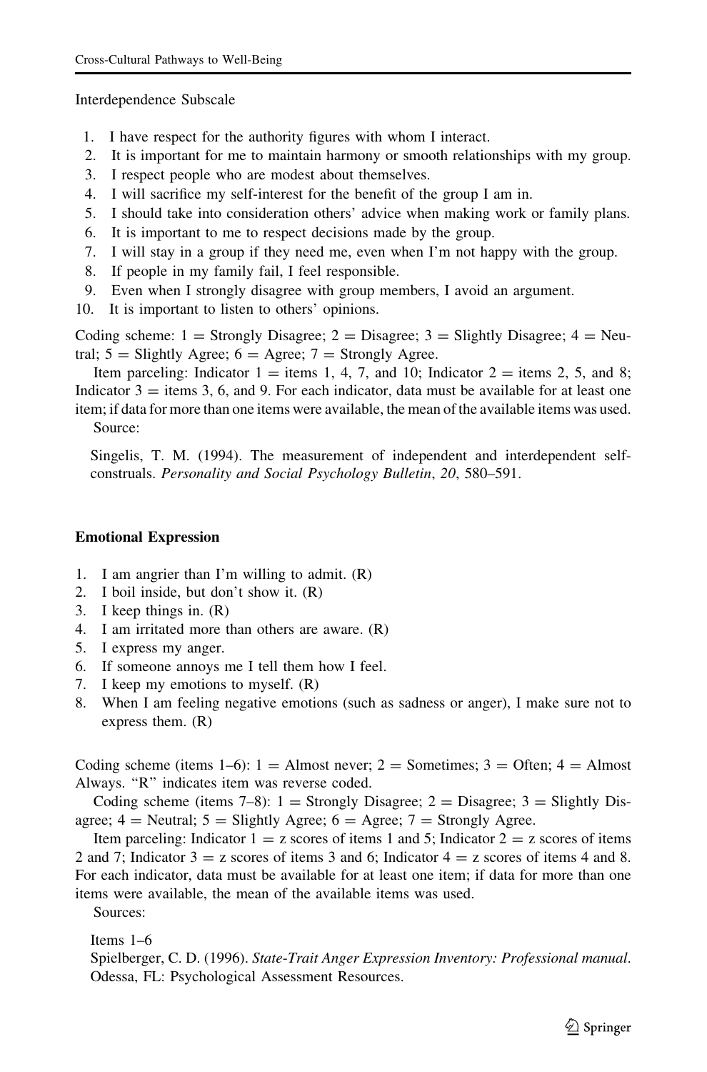Interdependence Subscale

1. I have respect for the authority figures with whom I interact.
2. It is important for me to maintain harmony or smooth relationships with my group.
3. I respect people who are modest about themselves.
4. I will sacrifice my self-interest for the benefit of the group I am in.
5. I should take into consideration others' advice when making work or family plans.
6. It is important to me to respect decisions made by the group.
7. I will stay in a group if they need me, even when I'm not happy with the group.
8. If people in my family fail, I feel responsible.
9. Even when I strongly disagree with group members, I avoid an argument.
10. It is important to listen to others' opinions.

Coding scheme: 1 = Strongly Disagree; 2 = Disagree; 3 = Slightly Disagree; 4 = Neutral; 5 = Slightly Agree; 6 = Agree; 7 = Strongly Agree.

Item parceling: Indicator 1 = items 1, 4, 7, and 10; Indicator 2 = items 2, 5, and 8; Indicator 3 = items 3, 6, and 9. For each indicator, data must be available for at least one item; if data for more than one items were available, the mean of the available items was used.

Source:

Singelis, T. M. (1994). The measurement of independent and interdependent self-construals. *Personality and Social Psychology Bulletin*, *20*, 580–591.

### Emotional Expression

1. I am angrier than I'm willing to admit. (R)
2. I boil inside, but don't show it. (R)
3. I keep things in. (R)
4. I am irritated more than others are aware. (R)
5. I express my anger.
6. If someone annoys me I tell them how I feel.
7. I keep my emotions to myself. (R)
8. When I am feeling negative emotions (such as sadness or anger), I make sure not to express them. (R)

Coding scheme (items 1–6): 1 = Almost never; 2 = Sometimes; 3 = Often; 4 = Almost Always. "R" indicates item was reverse coded.

Coding scheme (items 7–8): 1 = Strongly Disagree; 2 = Disagree; 3 = Slightly Disagree; 4 = Neutral; 5 = Slightly Agree; 6 = Agree; 7 = Strongly Agree.

Item parceling: Indicator 1 = z scores of items 1 and 5; Indicator 2 = z scores of items 2 and 7; Indicator 3 = z scores of items 3 and 6; Indicator 4 = z scores of items 4 and 8. For each indicator, data must be available for at least one item; if data for more than one items were available, the mean of the available items was used.

Sources:

Items 1–6

Spielberger, C. D. (1996). *State-Trait Anger Expression Inventory: Professional manual*. Odessa, FL: Psychological Assessment Resources.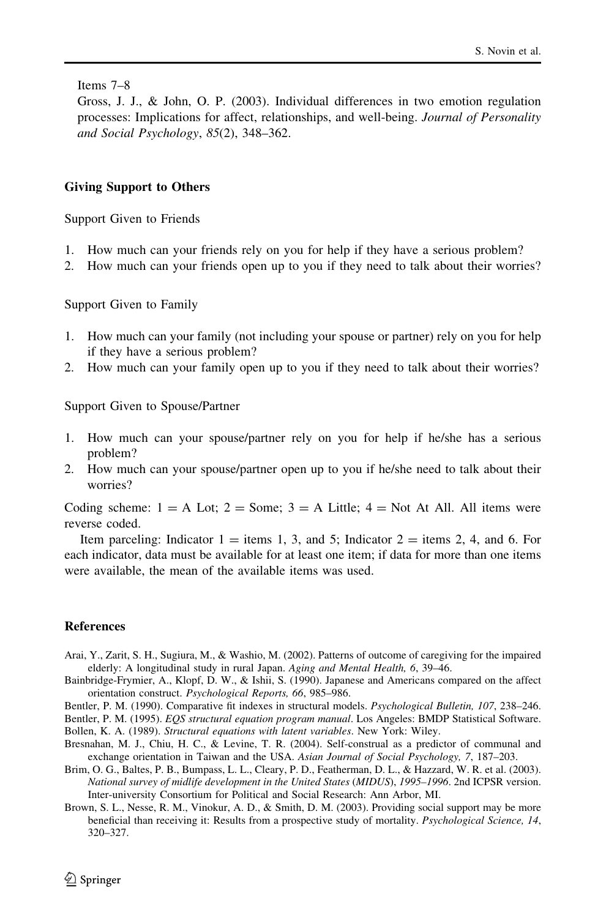Items 7–8

Gross, J. J., & John, O. P. (2003). Individual differences in two emotion regulation processes: Implications for affect, relationships, and well-being. *Journal of Personality and Social Psychology*, *85*(2), 348–362.

### Giving Support to Others

Support Given to Friends

1. How much can your friends rely on you for help if they have a serious problem?
2. How much can your friends open up to you if they need to talk about their worries?

Support Given to Family

1. How much can your family (not including your spouse or partner) rely on you for help if they have a serious problem?
2. How much can your family open up to you if they need to talk about their worries?

Support Given to Spouse/Partner

1. How much can your spouse/partner rely on you for help if he/she has a serious problem?
2. How much can your spouse/partner open up to you if he/she need to talk about their worries?

Coding scheme: 1 = A Lot; 2 = Some; 3 = A Little; 4 = Not At All. All items were reverse coded.

Item parceling: Indicator 1 = items 1, 3, and 5; Indicator 2 = items 2, 4, and 6. For each indicator, data must be available for at least one item; if data for more than one items were available, the mean of the available items was used.

## References

Arai, Y., Zarit, S. H., Sugiura, M., & Washio, M. (2002). Patterns of outcome of caregiving for the impaired elderly: A longitudinal study in rural Japan. *Aging and Mental Health, 6*, 39–46.

Bainbridge-Frymier, A., Klopf, D. W., & Ishii, S. (1990). Japanese and Americans compared on the affect orientation construct. *Psychological Reports, 66*, 985–986.

Bentler, P. M. (1990). Comparative fit indexes in structural models. *Psychological Bulletin, 107*, 238–246.

Bentler, P. M. (1995). *EQS structural equation program manual*. Los Angeles: BMDP Statistical Software.

Bollen, K. A. (1989). *Structural equations with latent variables*. New York: Wiley.

Bresnahan, M. J., Chiu, H. C., & Levine, T. R. (2004). Self-construal as a predictor of communal and exchange orientation in Taiwan and the USA. *Asian Journal of Social Psychology, 7*, 187–203.

Brim, O. G., Baltes, P. B., Bumpass, L. L., Cleary, P. D., Featherman, D. L., & Hazzard, W. R. et al. (2003). *National survey of midlife development in the United States* (*MIDUS*), *1995–1996*. 2nd ICPSR version. Inter-university Consortium for Political and Social Research: Ann Arbor, MI.

Brown, S. L., Nesse, R. M., Vinokur, A. D., & Smith, D. M. (2003). Providing social support may be more beneficial than receiving it: Results from a prospective study of mortality. *Psychological Science, 14*, 320–327.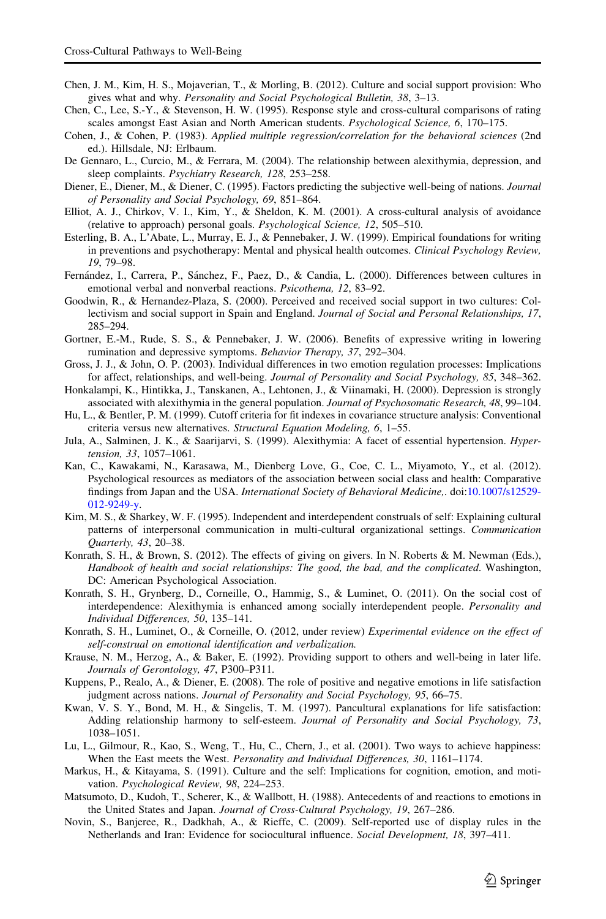Chen, J. M., Kim, H. S., Mojaverian, T., & Morling, B. (2012). Culture and social support provision: Who gives what and why. *Personality and Social Psychological Bulletin, 38*, 3–13.

Chen, C., Lee, S.-Y., & Stevenson, H. W. (1995). Response style and cross-cultural comparisons of rating scales amongst East Asian and North American students. *Psychological Science, 6*, 170–175.

Cohen, J., & Cohen, P. (1983). *Applied multiple regression/correlation for the behavioral sciences* (2nd ed.). Hillsdale, NJ: Erlbaum.

De Gennaro, L., Curcio, M., & Ferrara, M. (2004). The relationship between alexithymia, depression, and sleep complaints. *Psychiatry Research, 128*, 253–258.

Diener, E., Diener, M., & Diener, C. (1995). Factors predicting the subjective well-being of nations. *Journal of Personality and Social Psychology, 69*, 851–864.

Elliot, A. J., Chirkov, V. I., Kim, Y., & Sheldon, K. M. (2001). A cross-cultural analysis of avoidance (relative to approach) personal goals. *Psychological Science, 12*, 505–510.

Esterling, B. A., L'Abate, L., Murray, E. J., & Pennebaker, J. W. (1999). Empirical foundations for writing in preventions and psychotherapy: Mental and physical health outcomes. *Clinical Psychology Review, 19*, 79–98.

Fernández, I., Carrera, P., Sánchez, F., Paez, D., & Candia, L. (2000). Differences between cultures in emotional verbal and nonverbal reactions. *Psicothema, 12*, 83–92.

Goodwin, R., & Hernandez-Plaza, S. (2000). Perceived and received social support in two cultures: Collectivism and social support in Spain and England. *Journal of Social and Personal Relationships, 17*, 285–294.

Gortner, E.-M., Rude, S. S., & Pennebaker, J. W. (2006). Benefits of expressive writing in lowering rumination and depressive symptoms. *Behavior Therapy, 37*, 292–304.

Gross, J. J., & John, O. P. (2003). Individual differences in two emotion regulation processes: Implications for affect, relationships, and well-being. *Journal of Personality and Social Psychology, 85*, 348–362.

Honkalampi, K., Hintikka, J., Tanskanen, A., Lehtonen, J., & Viinamaki, H. (2000). Depression is strongly associated with alexithymia in the general population. *Journal of Psychosomatic Research, 48*, 99–104.

Hu, L., & Bentler, P. M. (1999). Cutoff criteria for fit indexes in covariance structure analysis: Conventional criteria versus new alternatives. *Structural Equation Modeling, 6*, 1–55.

Jula, A., Salminen, J. K., & Saarijarvi, S. (1999). Alexithymia: A facet of essential hypertension. *Hypertension, 33*, 1057–1061.

Kan, C., Kawakami, N., Karasawa, M., Dienberg Love, G., Coe, C. L., Miyamoto, Y., et al. (2012). Psychological resources as mediators of the association between social class and health: Comparative findings from Japan and the USA. *International Society of Behavioral Medicine,*. doi:10.1007/s12529-012-9249-y.

Kim, M. S., & Sharkey, W. F. (1995). Independent and interdependent construals of self: Explaining cultural patterns of interpersonal communication in multi-cultural organizational settings. *Communication Quarterly, 43*, 20–38.

Konrath, S. H., & Brown, S. (2012). The effects of giving on givers. In N. Roberts & M. Newman (Eds.), *Handbook of health and social relationships: The good, the bad, and the complicated*. Washington, DC: American Psychological Association.

Konrath, S. H., Grynberg, D., Corneille, O., Hammig, S., & Luminet, O. (2011). On the social cost of interdependence: Alexithymia is enhanced among socially interdependent people. *Personality and Individual Differences, 50*, 135–141.

Konrath, S. H., Luminet, O., & Corneille, O. (2012, under review) *Experimental evidence on the effect of self-construal on emotional identification and verbalization.*

Krause, N. M., Herzog, A., & Baker, E. (1992). Providing support to others and well-being in later life. *Journals of Gerontology, 47*, P300–P311.

Kuppens, P., Realo, A., & Diener, E. (2008). The role of positive and negative emotions in life satisfaction judgment across nations. *Journal of Personality and Social Psychology, 95*, 66–75.

Kwan, V. S. Y., Bond, M. H., & Singelis, T. M. (1997). Pancultural explanations for life satisfaction: Adding relationship harmony to self-esteem. *Journal of Personality and Social Psychology, 73*, 1038–1051.

Lu, L., Gilmour, R., Kao, S., Weng, T., Hu, C., Chern, J., et al. (2001). Two ways to achieve happiness: When the East meets the West. *Personality and Individual Differences, 30*, 1161–1174.

Markus, H., & Kitayama, S. (1991). Culture and the self: Implications for cognition, emotion, and motivation. *Psychological Review, 98*, 224–253.

Matsumoto, D., Kudoh, T., Scherer, K., & Wallbott, H. (1988). Antecedents of and reactions to emotions in the United States and Japan. *Journal of Cross-Cultural Psychology, 19*, 267–286.

Novin, S., Banjeree, R., Dadkhah, A., & Rieffe, C. (2009). Self-reported use of display rules in the Netherlands and Iran: Evidence for sociocultural influence. *Social Development, 18*, 397–411.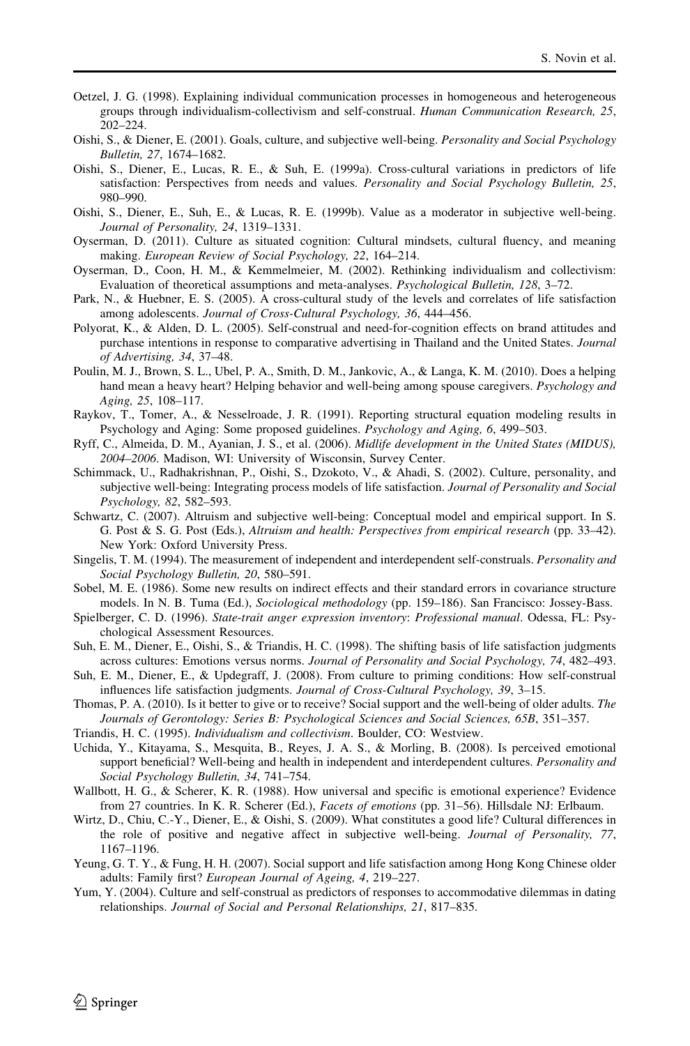Oetzel, J. G. (1998). Explaining individual communication processes in homogeneous and heterogeneous groups through individualism-collectivism and self-construal. *Human Communication Research, 25*, 202–224.

Oishi, S., & Diener, E. (2001). Goals, culture, and subjective well-being. *Personality and Social Psychology Bulletin, 27*, 1674–1682.

Oishi, S., Diener, E., Lucas, R. E., & Suh, E. (1999a). Cross-cultural variations in predictors of life satisfaction: Perspectives from needs and values. *Personality and Social Psychology Bulletin, 25*, 980–990.

Oishi, S., Diener, E., Suh, E., & Lucas, R. E. (1999b). Value as a moderator in subjective well-being. *Journal of Personality, 24*, 1319–1331.

Oyserman, D. (2011). Culture as situated cognition: Cultural mindsets, cultural fluency, and meaning making. *European Review of Social Psychology, 22*, 164–214.

Oyserman, D., Coon, H. M., & Kemmelmeier, M. (2002). Rethinking individualism and collectivism: Evaluation of theoretical assumptions and meta-analyses. *Psychological Bulletin, 128*, 3–72.

Park, N., & Huebner, E. S. (2005). A cross-cultural study of the levels and correlates of life satisfaction among adolescents. *Journal of Cross-Cultural Psychology, 36*, 444–456.

Polyorat, K., & Alden, D. L. (2005). Self-construal and need-for-cognition effects on brand attitudes and purchase intentions in response to comparative advertising in Thailand and the United States. *Journal of Advertising, 34*, 37–48.

Poulin, M. J., Brown, S. L., Ubel, P. A., Smith, D. M., Jankovic, A., & Langa, K. M. (2010). Does a helping hand mean a heavy heart? Helping behavior and well-being among spouse caregivers. *Psychology and Aging, 25*, 108–117.

Raykov, T., Tomer, A., & Nesselroade, J. R. (1991). Reporting structural equation modeling results in Psychology and Aging: Some proposed guidelines. *Psychology and Aging, 6*, 499–503.

Ryff, C., Almeida, D. M., Ayanian, J. S., et al. (2006). *Midlife development in the United States (MIDUS), 2004–2006*. Madison, WI: University of Wisconsin, Survey Center.

Schimmack, U., Radhakrishnan, P., Oishi, S., Dzokoto, V., & Ahadi, S. (2002). Culture, personality, and subjective well-being: Integrating process models of life satisfaction. *Journal of Personality and Social Psychology, 82*, 582–593.

Schwartz, C. (2007). Altruism and subjective well-being: Conceptual model and empirical support. In S. G. Post & S. G. Post (Eds.), *Altruism and health: Perspectives from empirical research* (pp. 33–42). New York: Oxford University Press.

Singelis, T. M. (1994). The measurement of independent and interdependent self-construals. *Personality and Social Psychology Bulletin, 20*, 580–591.

Sobel, M. E. (1986). Some new results on indirect effects and their standard errors in covariance structure models. In N. B. Tuma (Ed.), *Sociological methodology* (pp. 159–186). San Francisco: Jossey-Bass.

Spielberger, C. D. (1996). *State-trait anger expression inventory*: *Professional manual*. Odessa, FL: Psychological Assessment Resources.

Suh, E. M., Diener, E., Oishi, S., & Triandis, H. C. (1998). The shifting basis of life satisfaction judgments across cultures: Emotions versus norms. *Journal of Personality and Social Psychology, 74*, 482–493.

Suh, E. M., Diener, E., & Updegraff, J. (2008). From culture to priming conditions: How self-construal influences life satisfaction judgments. *Journal of Cross-Cultural Psychology, 39*, 3–15.

Thomas, P. A. (2010). Is it better to give or to receive? Social support and the well-being of older adults. *The Journals of Gerontology: Series B: Psychological Sciences and Social Sciences, 65B*, 351–357.

Triandis, H. C. (1995). *Individualism and collectivism*. Boulder, CO: Westview.

Uchida, Y., Kitayama, S., Mesquita, B., Reyes, J. A. S., & Morling, B. (2008). Is perceived emotional support beneficial? Well-being and health in independent and interdependent cultures. *Personality and Social Psychology Bulletin, 34*, 741–754.

Wallbott, H. G., & Scherer, K. R. (1988). How universal and specific is emotional experience? Evidence from 27 countries. In K. R. Scherer (Ed.), *Facets of emotions* (pp. 31–56). Hillsdale NJ: Erlbaum.

Wirtz, D., Chiu, C.-Y., Diener, E., & Oishi, S. (2009). What constitutes a good life? Cultural differences in the role of positive and negative affect in subjective well-being. *Journal of Personality, 77*, 1167–1196.

Yeung, G. T. Y., & Fung, H. H. (2007). Social support and life satisfaction among Hong Kong Chinese older adults: Family first? *European Journal of Ageing, 4*, 219–227.

Yum, Y. (2004). Culture and self-construal as predictors of responses to accommodative dilemmas in dating relationships. *Journal of Social and Personal Relationships, 21*, 817–835.